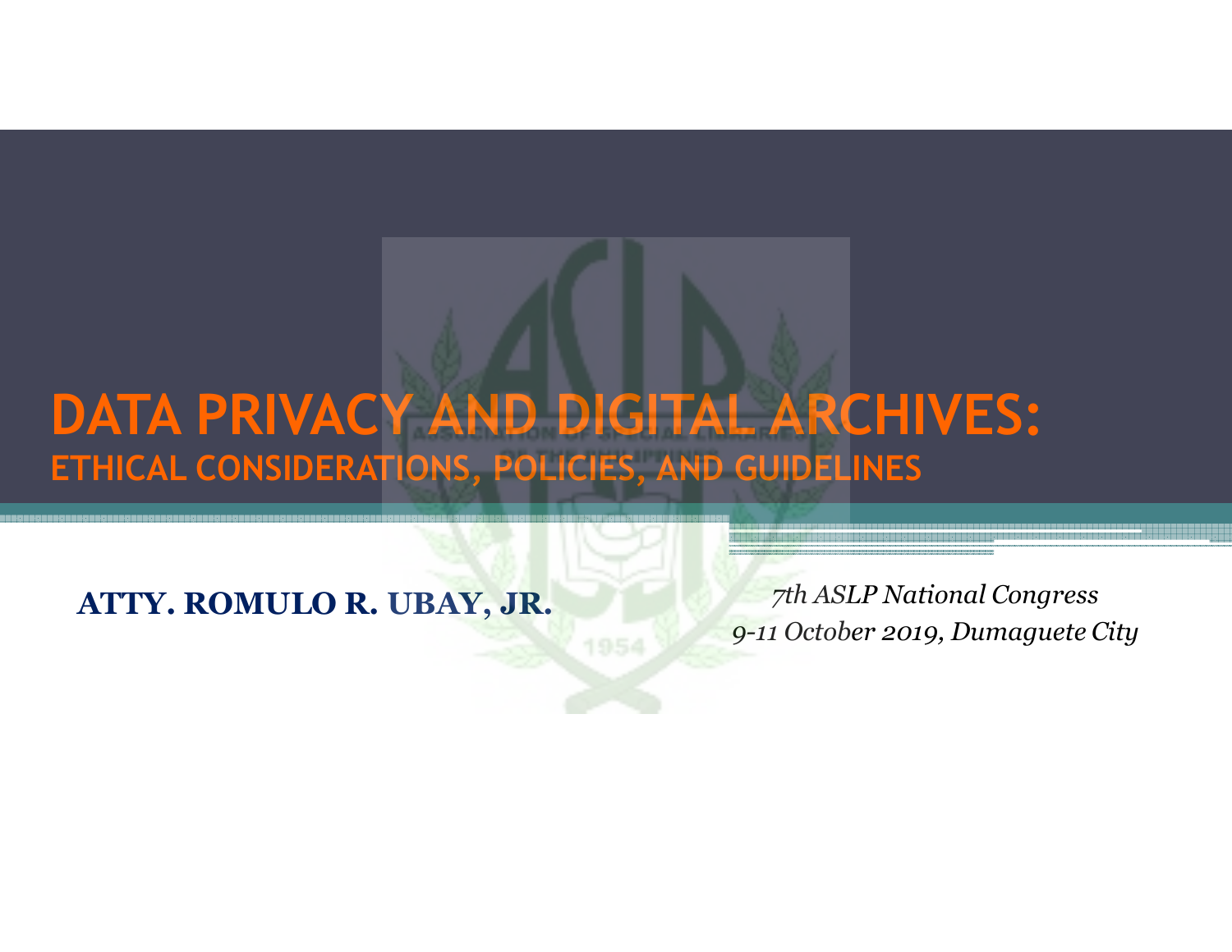# DATA PRIVACY AND DIGITAL ARCHIVES:

## ETHICAL CONSIDERATIONS, POLICIES, AND GUIDELINES

**ATTY. ROMULO R. UBAY, JR.**

*7th ASLP National Congress*
*9-11 October 2019, Dumaguete City*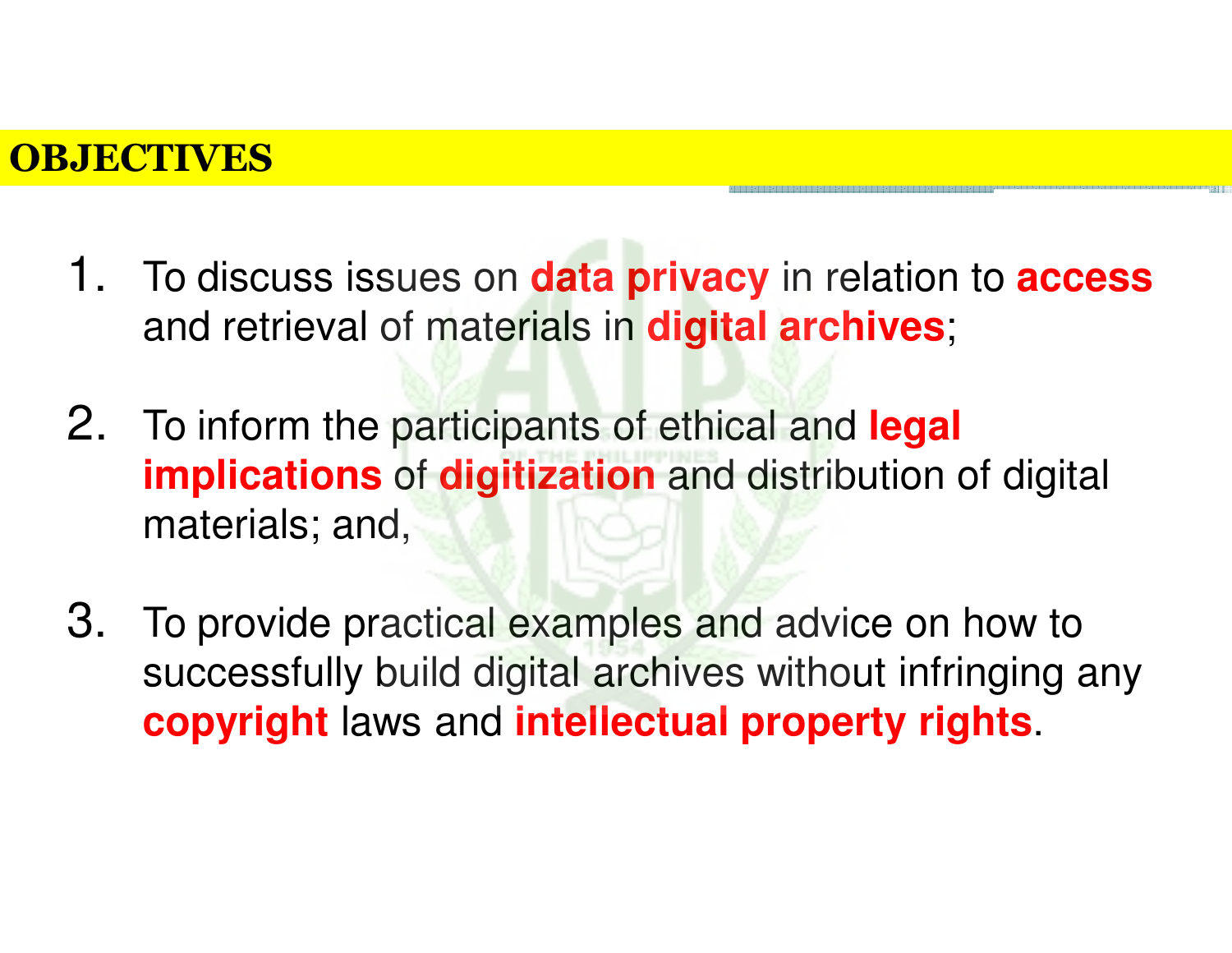## OBJECTIVES

1. To discuss issues on **data privacy** in relation to **access** and retrieval of materials in **digital archives**;

2. To inform the participants of ethical and **legal implications** of **digitization** and distribution of digital materials; and,

3. To provide practical examples and advice on how to successfully build digital archives without infringing any **copyright** laws and **intellectual property rights**.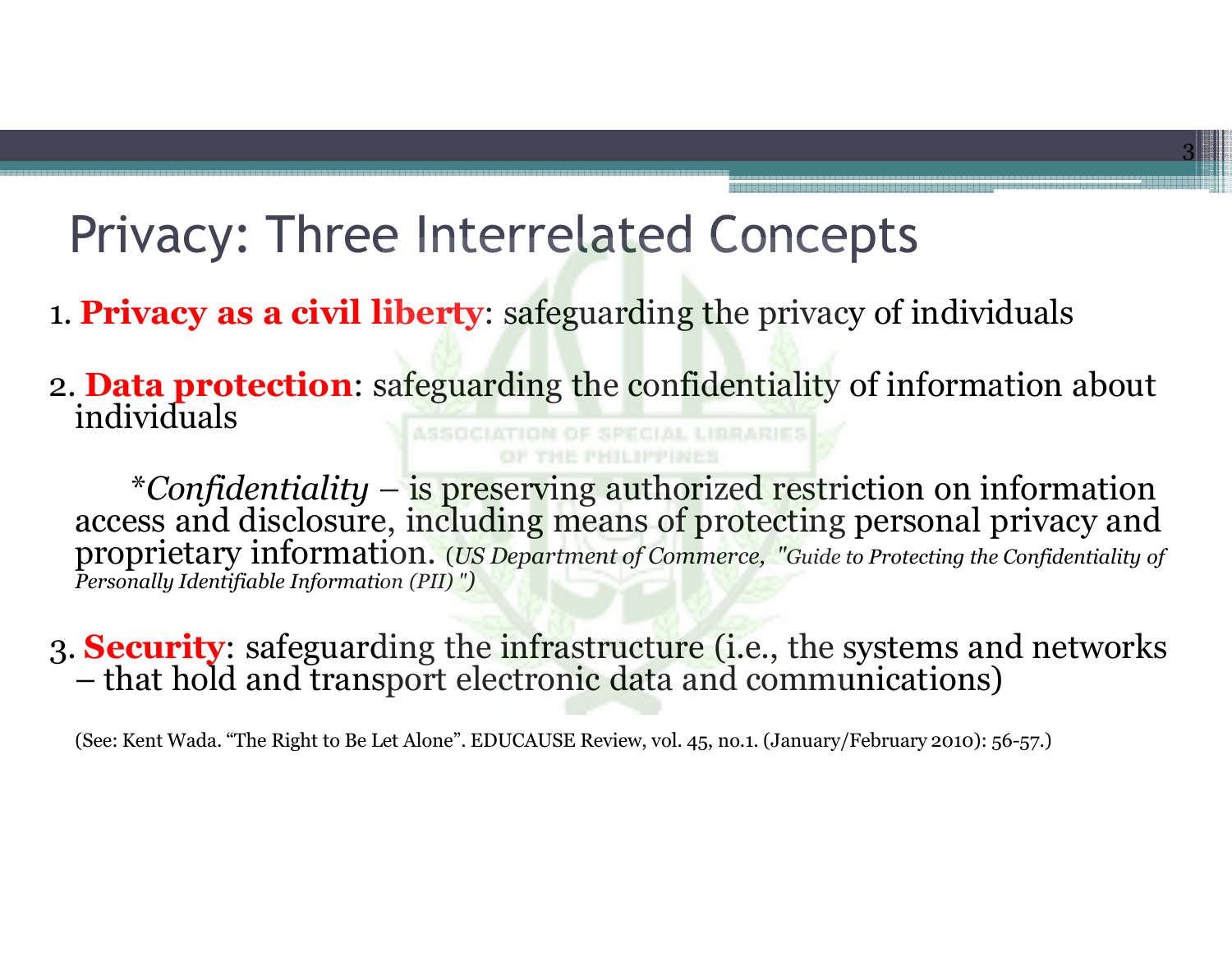# Privacy: Three Interrelated Concepts

1. **Privacy as a civil liberty**: safeguarding the privacy of individuals

2. **Data protection**: safeguarding the confidentiality of information about individuals

   **Confidentiality* – is preserving authorized restriction on information access and disclosure, including means of protecting personal privacy and proprietary information. (*US Department of Commerce, "Guide to Protecting the Confidentiality of Personally Identifiable Information (PII)"*)

3. **Security**: safeguarding the infrastructure (i.e., the systems and networks – that hold and transport electronic data and communications)

(See: Kent Wada. "The Right to Be Let Alone". EDUCAUSE Review, vol. 45, no.1. (January/February 2010): 56-57.)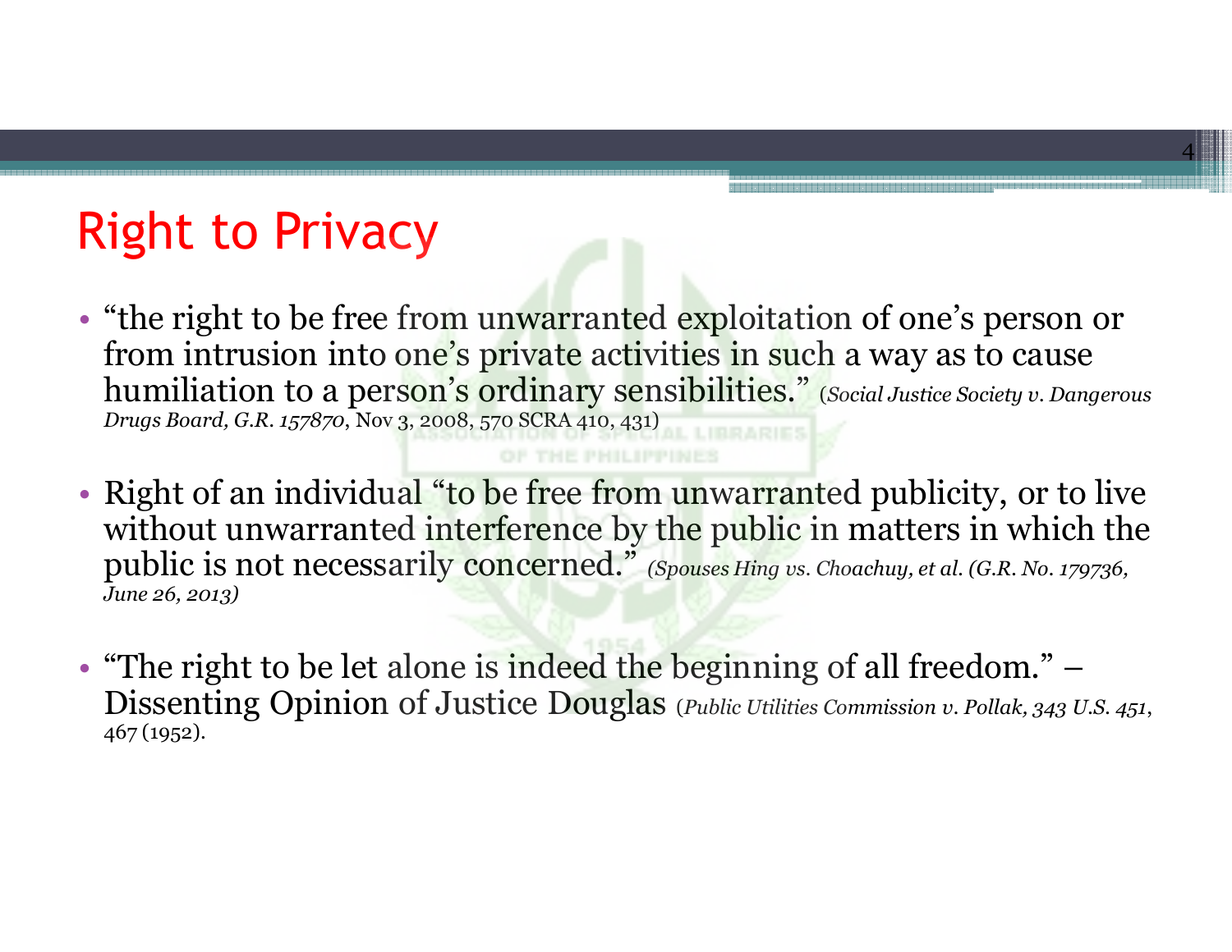# Right to Privacy

- "the right to be free from unwarranted exploitation of one's person or from intrusion into one's private activities in such a way as to cause humiliation to a person's ordinary sensibilities." (*Social Justice Society v. Dangerous Drugs Board, G.R. 157870*, Nov 3, 2008, 570 SCRA 410, 431)

- Right of an individual "to be free from unwarranted publicity, or to live without unwarranted interference by the public in matters in which the public is not necessarily concerned." *(Spouses Hing vs. Choachuy, et al. (G.R. No. 179736, June 26, 2013)*

- "The right to be let alone is indeed the beginning of all freedom." – Dissenting Opinion of Justice Douglas (*Public Utilities Commission v. Pollak, 343 U.S. 451*, 467 (1952).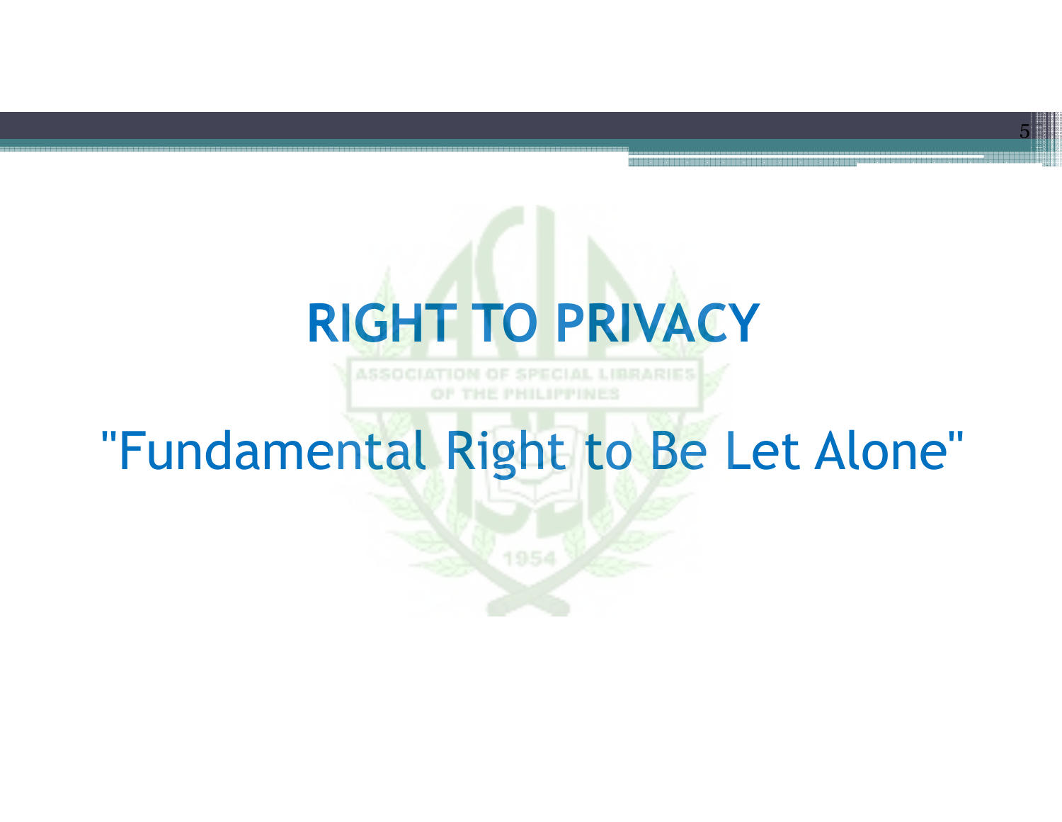# RIGHT TO PRIVACY

"Fundamental Right to Be Let Alone"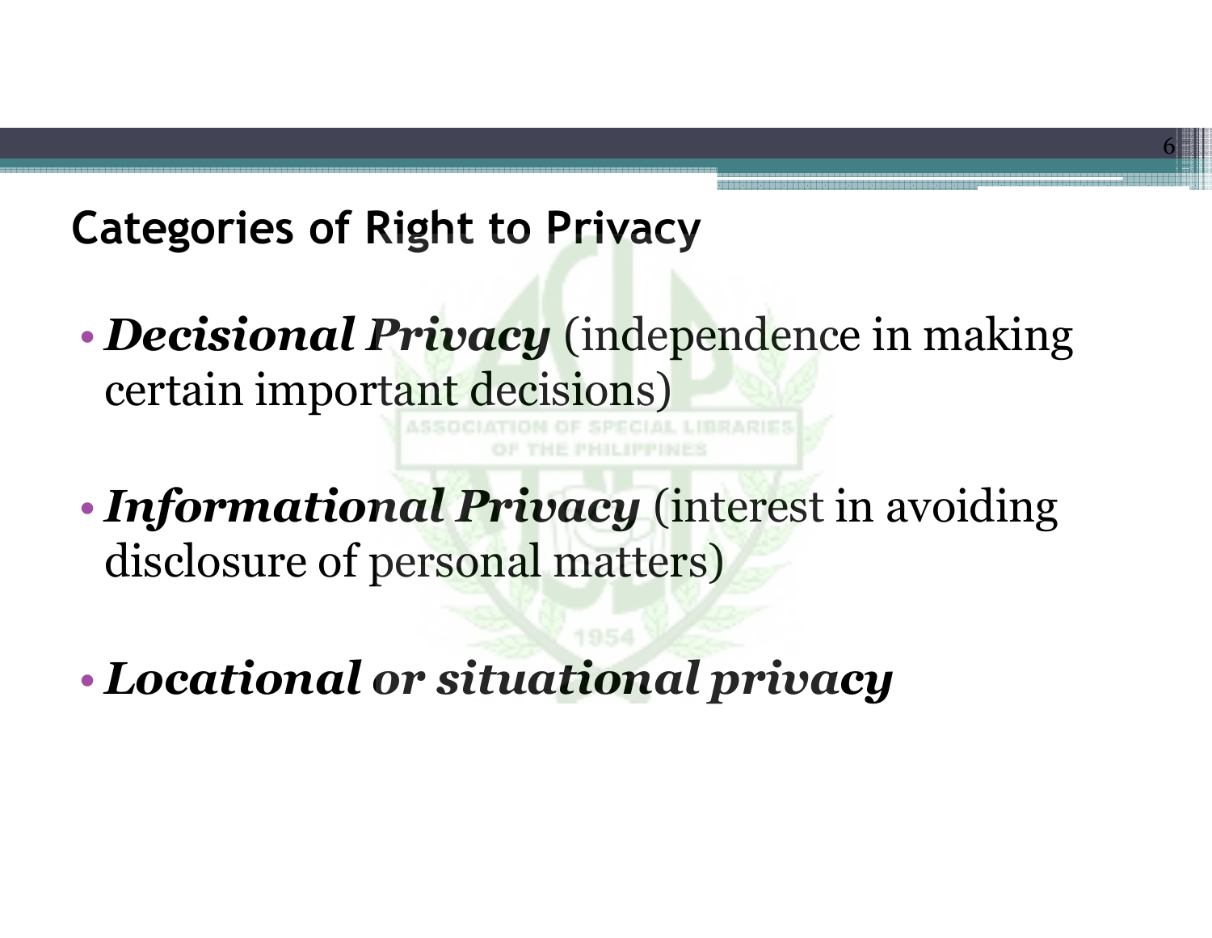## Categories of Right to Privacy

- ***Decisional Privacy*** (independence in making certain important decisions)
- ***Informational Privacy*** (interest in avoiding disclosure of personal matters)
- ***Locational or situational privacy***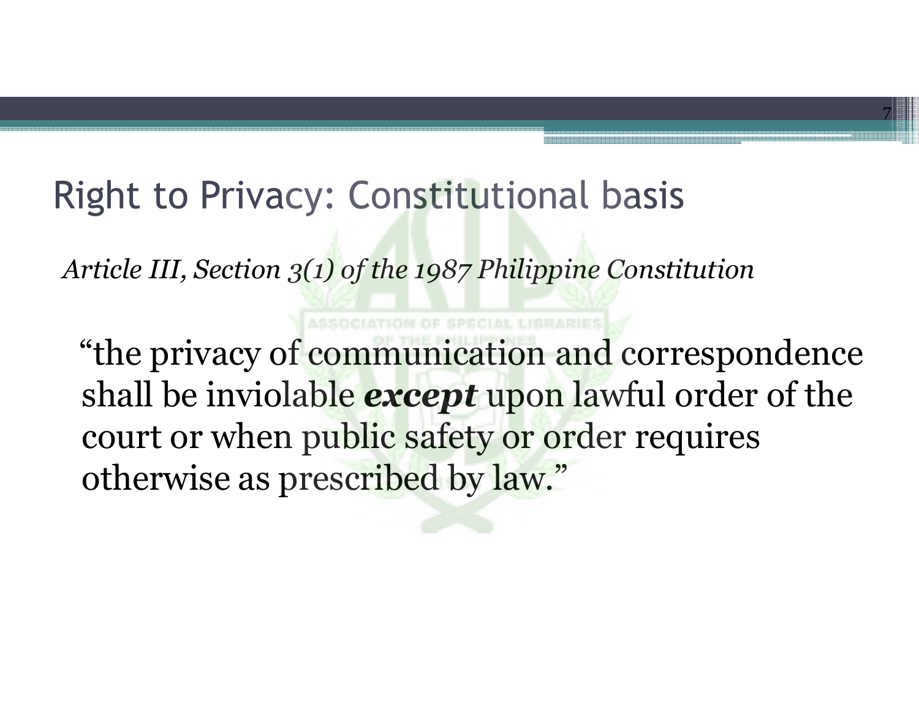# Right to Privacy: Constitutional basis

*Article III, Section 3(1) of the 1987 Philippine Constitution*

"the privacy of communication and correspondence shall be inviolable ***except*** upon lawful order of the court or when public safety or order requires otherwise as prescribed by law."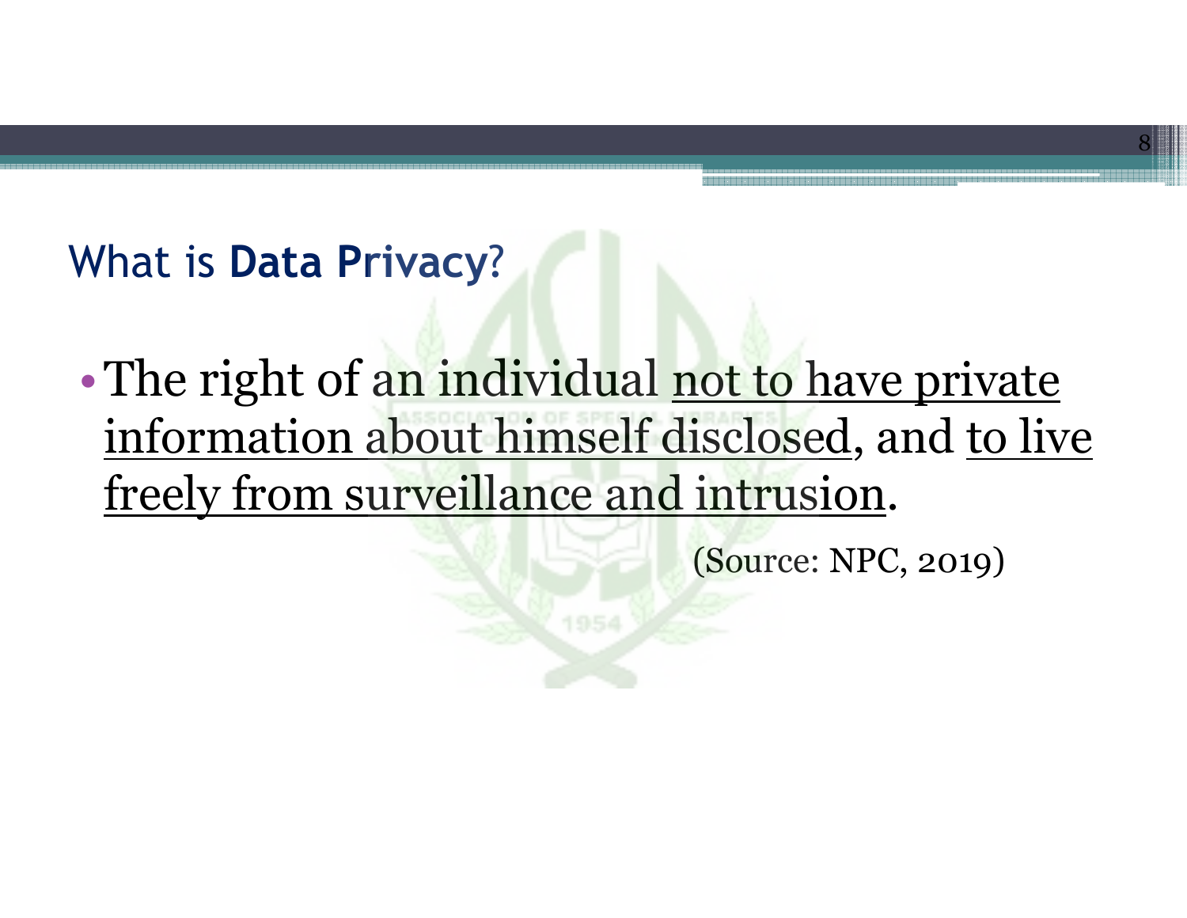## What is **Data Privacy**?

- The right of an individual not to have private information about himself disclosed, and to live freely from surveillance and intrusion.

(Source: NPC, 2019)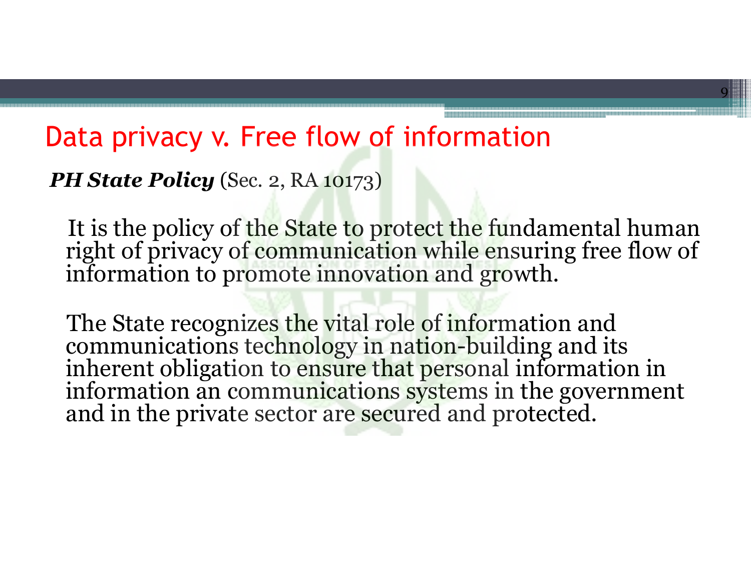# Data privacy v. Free flow of information

***PH State Policy*** (Sec. 2, RA 10173)

It is the policy of the State to protect the fundamental human right of privacy of communication while ensuring free flow of information to promote innovation and growth.

The State recognizes the vital role of information and communications technology in nation-building and its inherent obligation to ensure that personal information in information an communications systems in the government and in the private sector are secured and protected.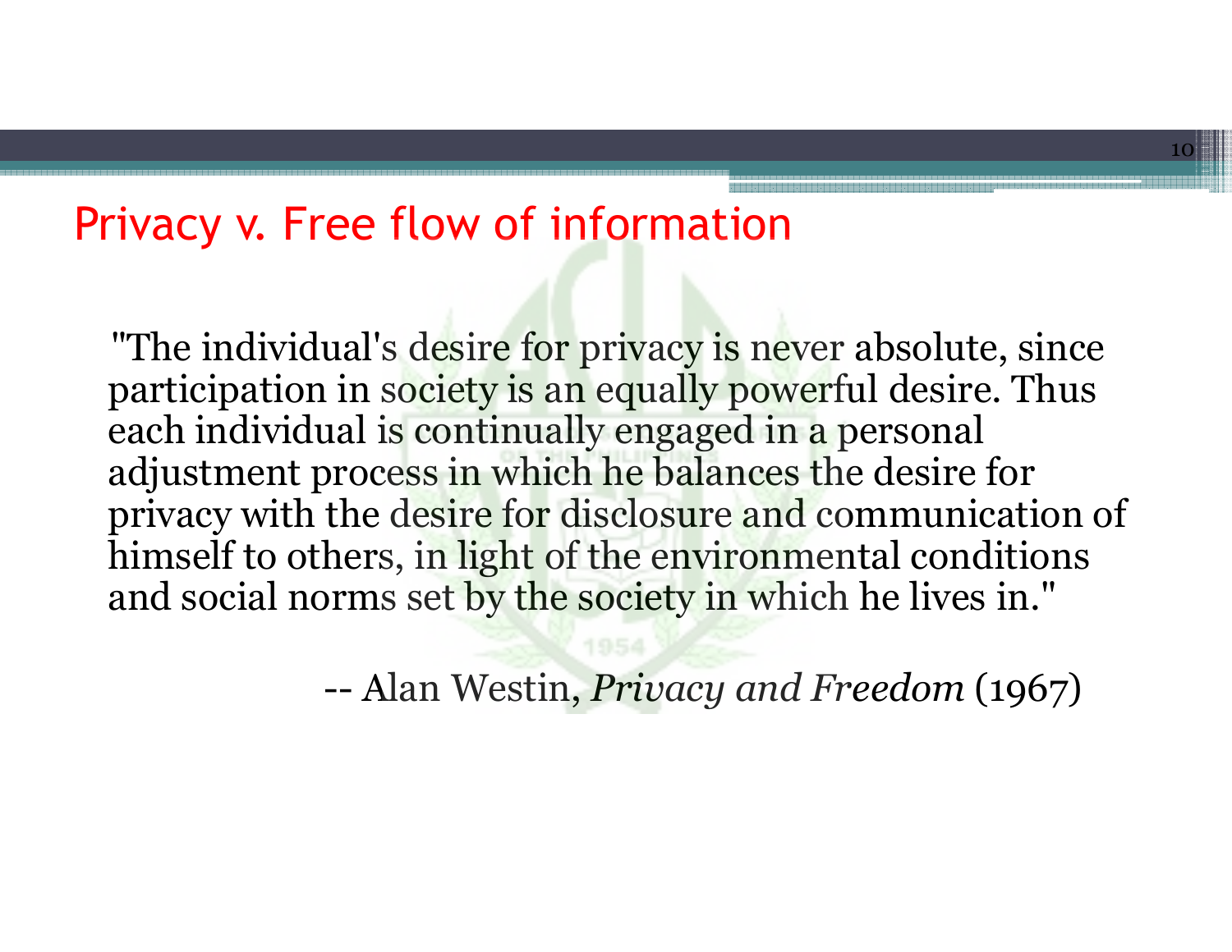## Privacy v. Free flow of information

"The individual's desire for privacy is never absolute, since participation in society is an equally powerful desire. Thus each individual is continually engaged in a personal adjustment process in which he balances the desire for privacy with the desire for disclosure and communication of himself to others, in light of the environmental conditions and social norms set by the society in which he lives in."

-- Alan Westin, *Privacy and Freedom* (1967)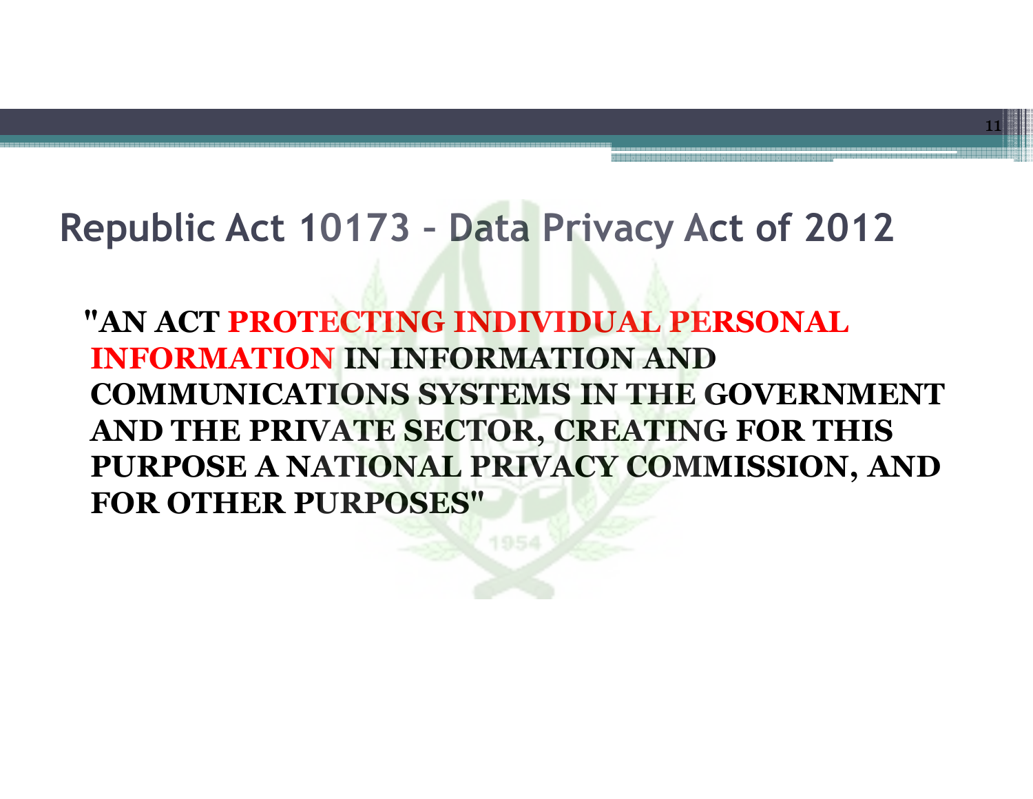# Republic Act 10173 – Data Privacy Act of 2012

**"AN ACT PROTECTING INDIVIDUAL PERSONAL INFORMATION IN INFORMATION AND COMMUNICATIONS SYSTEMS IN THE GOVERNMENT AND THE PRIVATE SECTOR, CREATING FOR THIS PURPOSE A NATIONAL PRIVACY COMMISSION, AND FOR OTHER PURPOSES"**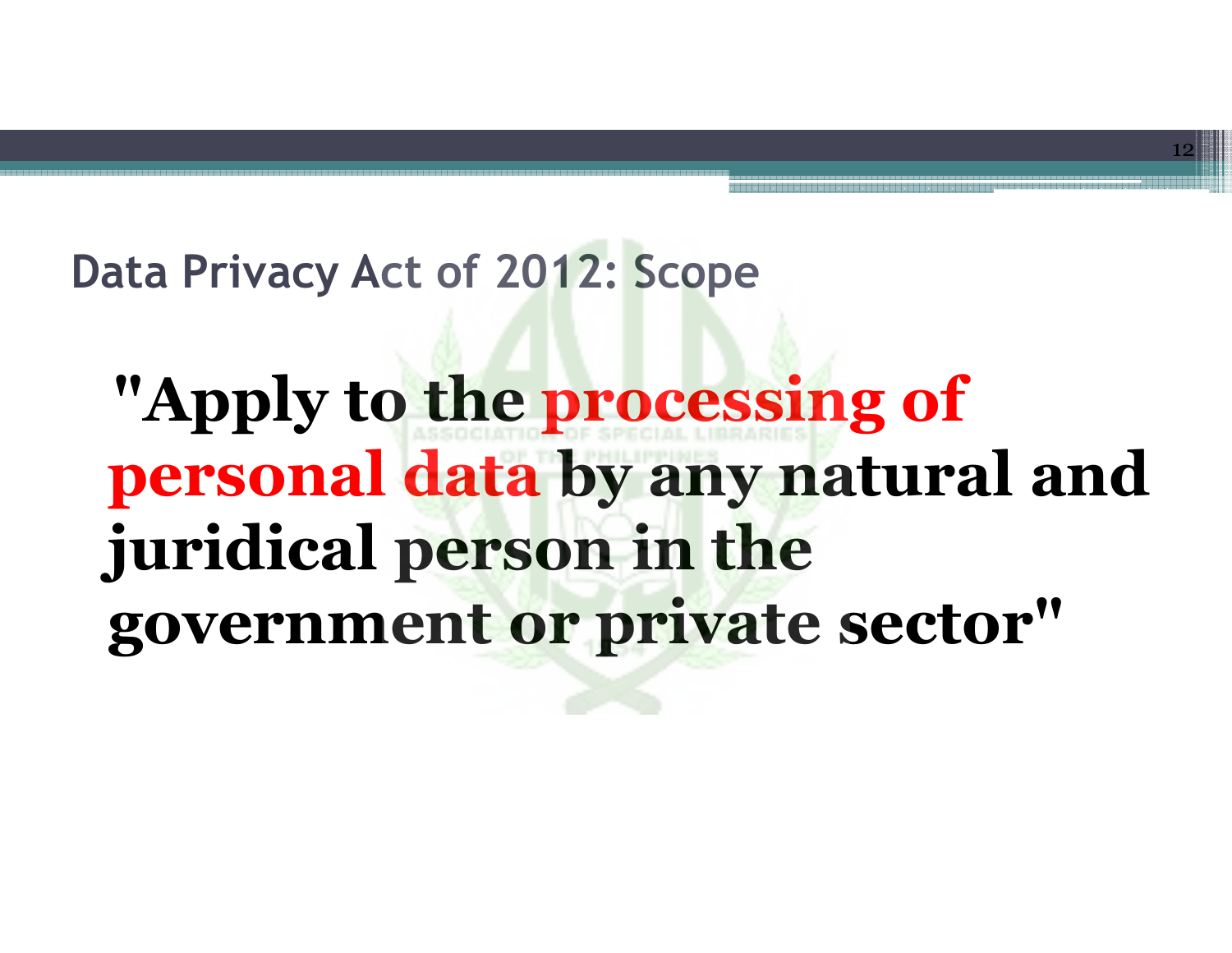## Data Privacy Act of 2012: Scope

**"Apply to the processing of personal data by any natural and juridical person in the government or private sector"**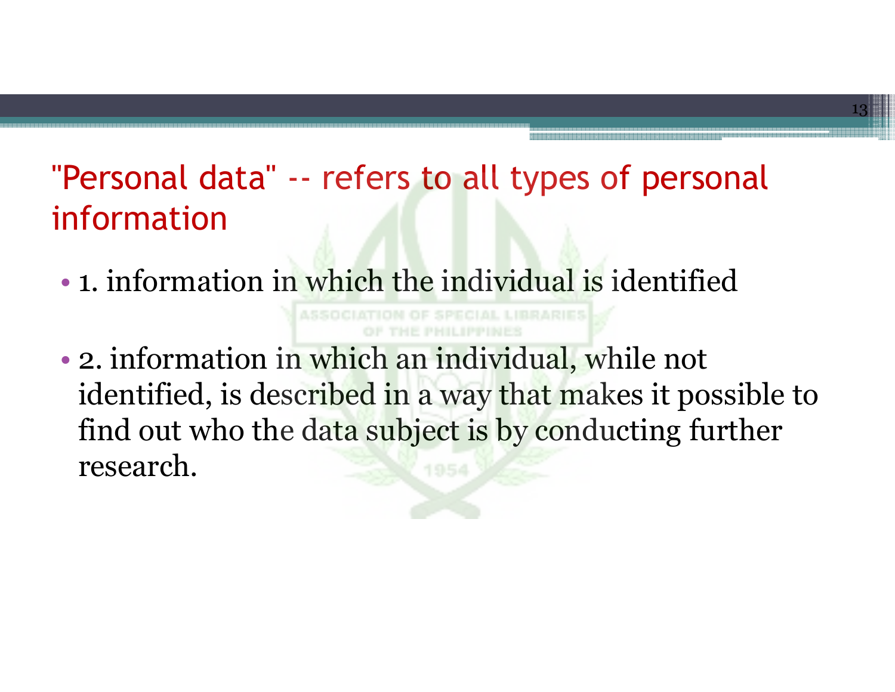## "Personal data" -- refers to all types of personal information

- 1. information in which the individual is identified
- 2. information in which an individual, while not identified, is described in a way that makes it possible to find out who the data subject is by conducting further research.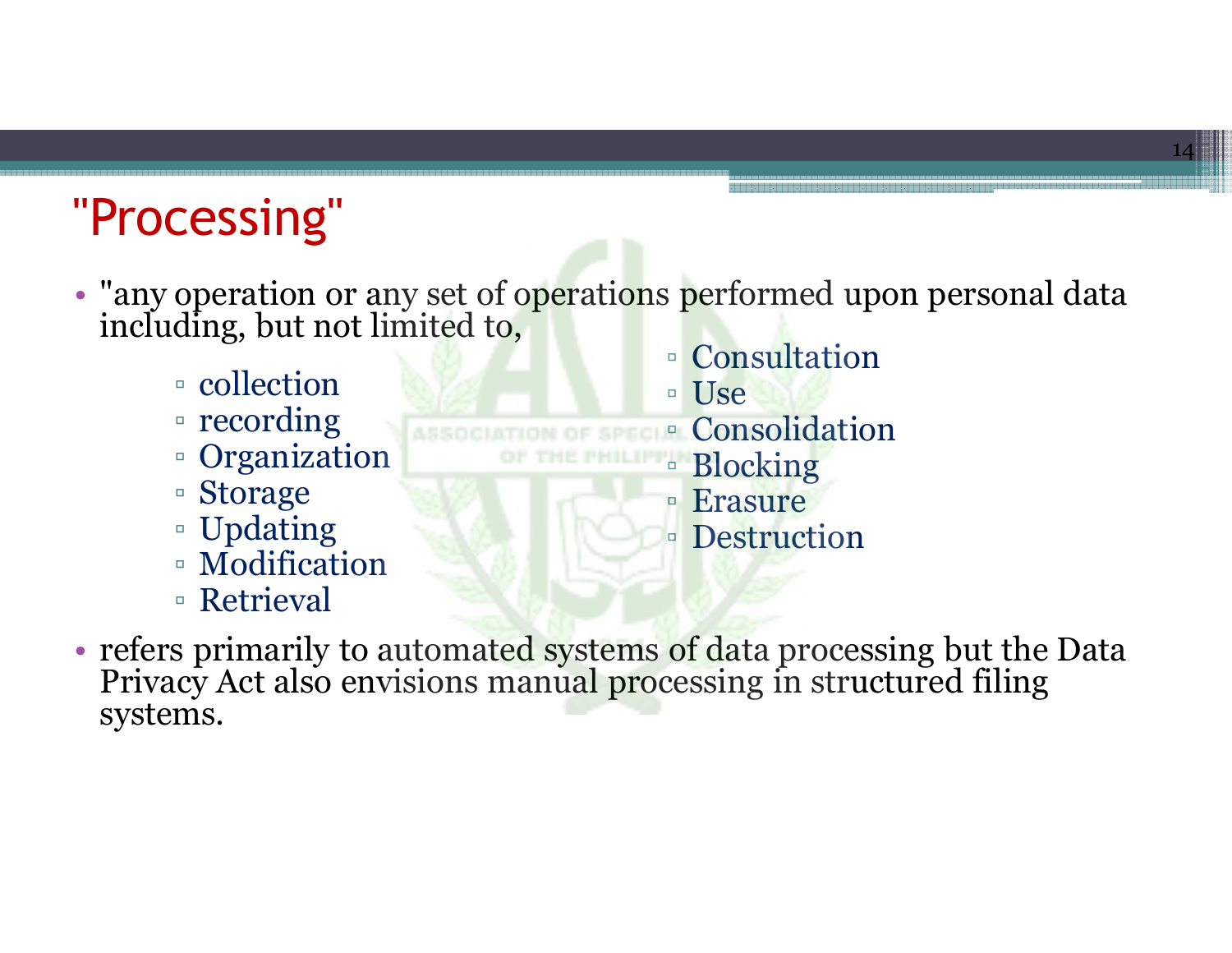# "Processing"

- "any operation or any set of operations performed upon personal data including, but not limited to,
  - collection
  - recording
  - Organization
  - Storage
  - Updating
  - Modification
  - Retrieval
  - Consultation
  - Use
  - Consolidation
  - Blocking
  - Erasure
  - Destruction
- refers primarily to automated systems of data processing but the Data Privacy Act also envisions manual processing in structured filing systems.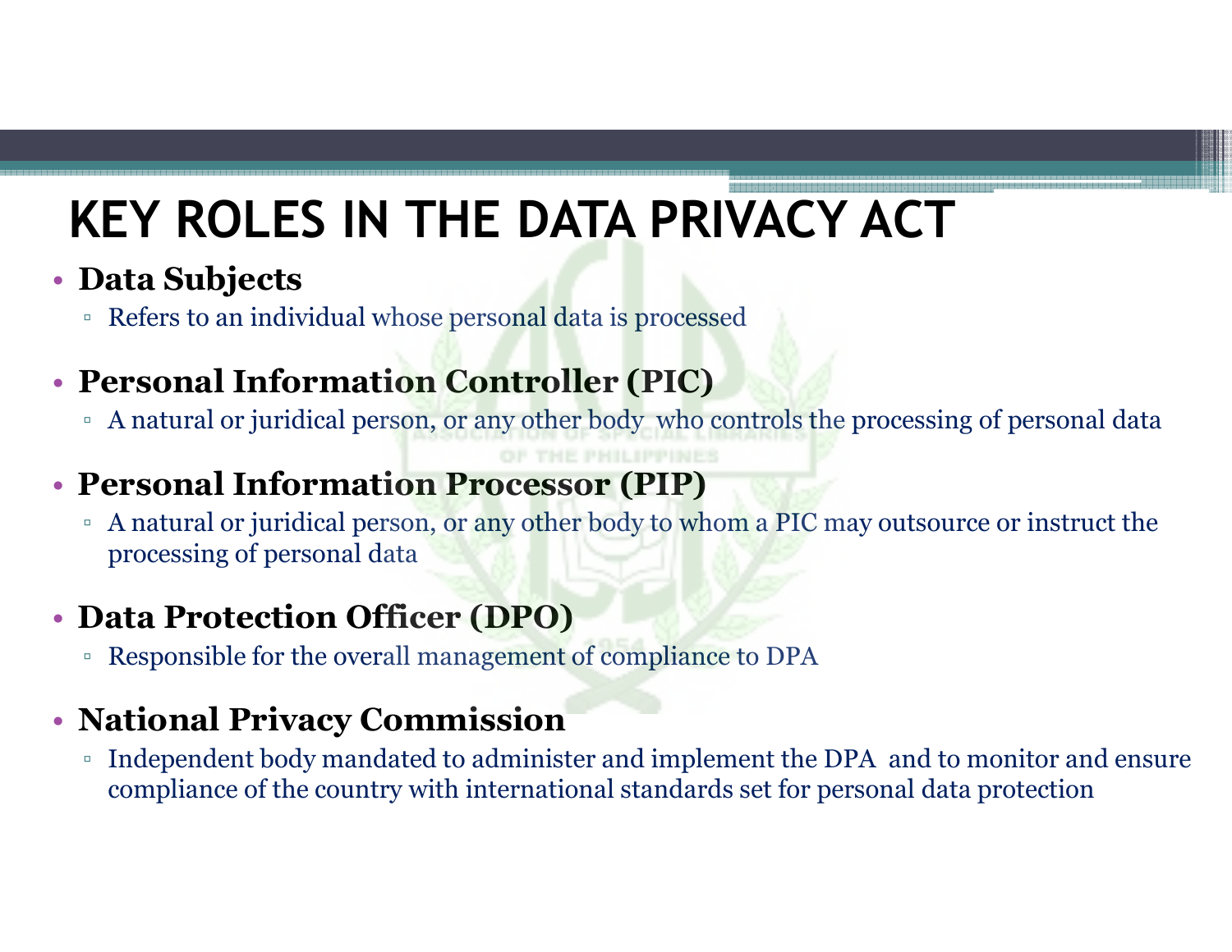# KEY ROLES IN THE DATA PRIVACY ACT

- **Data Subjects**
  - Refers to an individual whose personal data is processed
- **Personal Information Controller (PIC)**
  - A natural or juridical person, or any other body who controls the processing of personal data
- **Personal Information Processor (PIP)**
  - A natural or juridical person, or any other body to whom a PIC may outsource or instruct the processing of personal data
- **Data Protection Officer (DPO)**
  - Responsible for the overall management of compliance to DPA
- **National Privacy Commission**
  - Independent body mandated to administer and implement the DPA and to monitor and ensure compliance of the country with international standards set for personal data protection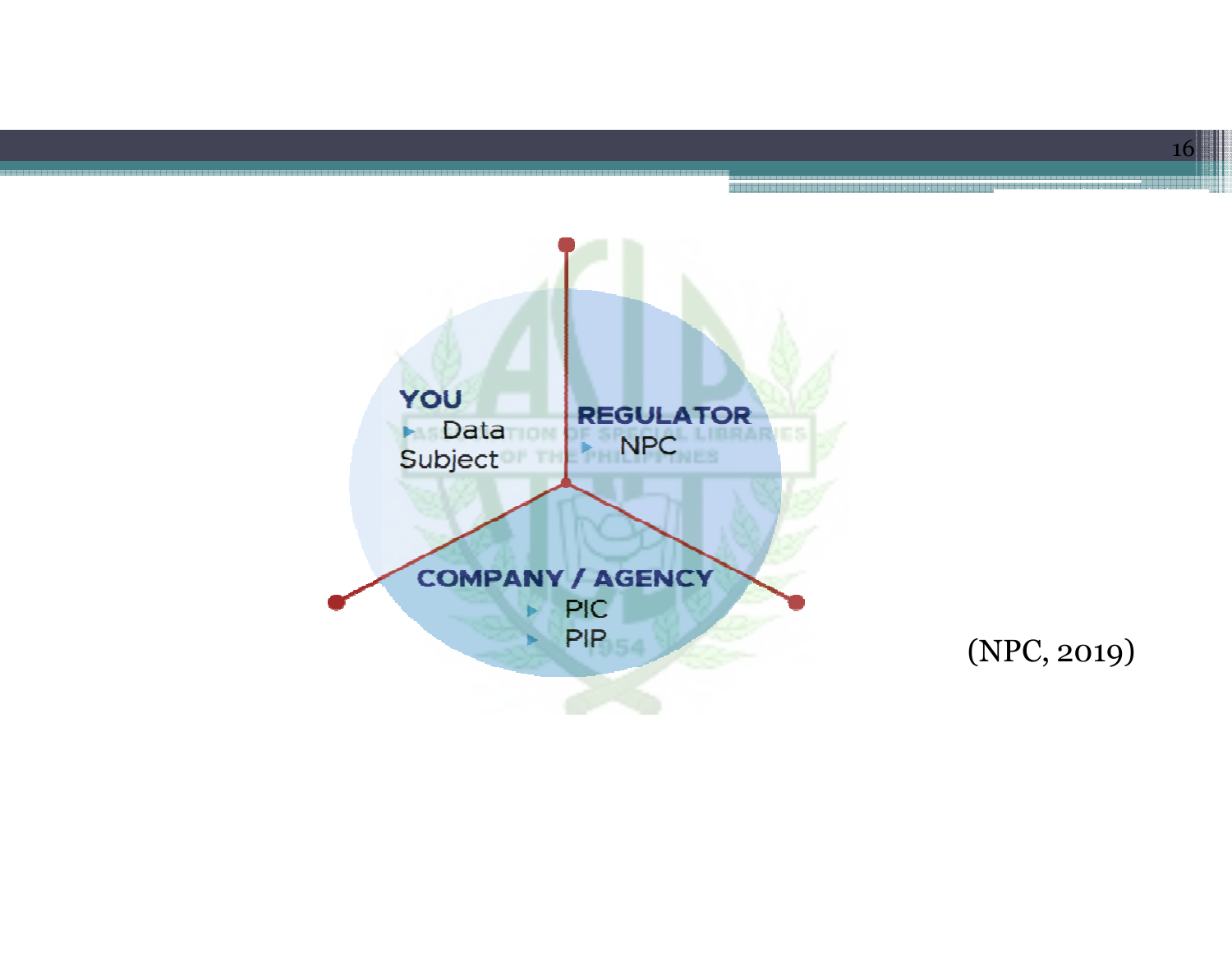**YOU**

- Data Subject

**REGULATOR**

- NPC

**COMPANY / AGENCY**

- PIC
- PIP

(NPC, 2019)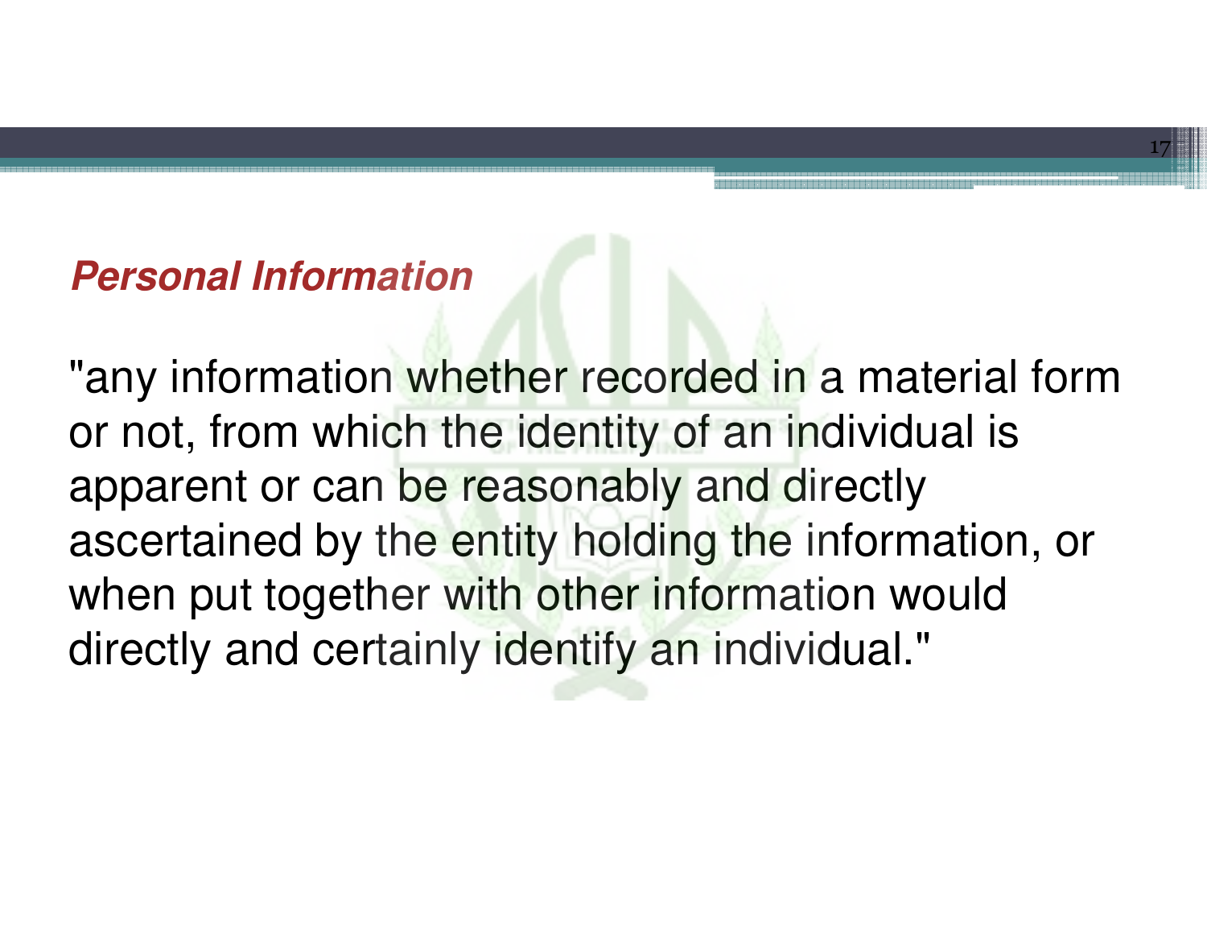***Personal Information***

"any information whether recorded in a material form or not, from which the identity of an individual is apparent or can be reasonably and directly ascertained by the entity holding the information, or when put together with other information would directly and certainly identify an individual."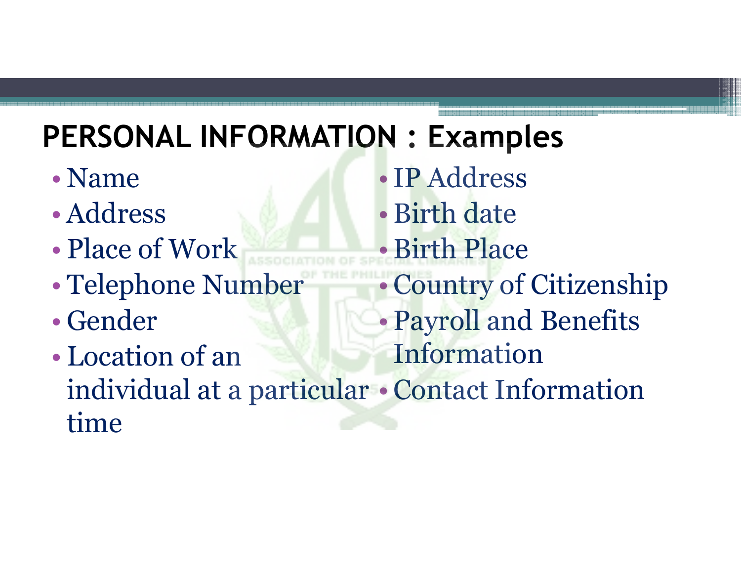## PERSONAL INFORMATION : Examples

- Name
- Address
- Place of Work
- Telephone Number
- Gender
- Location of an individual at a particular time
- IP Address
- Birth date
- Birth Place
- Country of Citizenship
- Payroll and Benefits Information
- Contact Information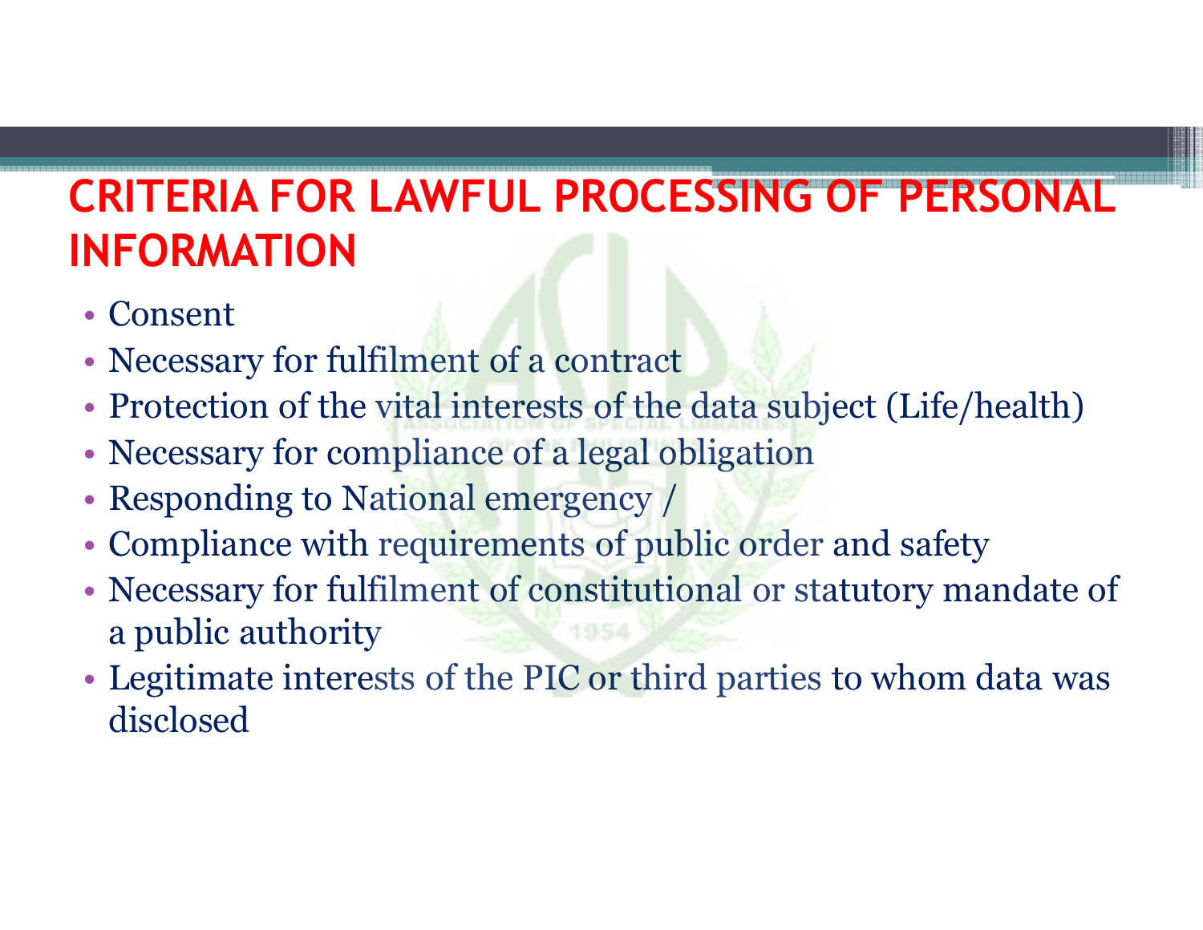# CRITERIA FOR LAWFUL PROCESSING OF PERSONAL INFORMATION

- Consent
- Necessary for fulfilment of a contract
- Protection of the vital interests of the data subject (Life/health)
- Necessary for compliance of a legal obligation
- Responding to National emergency /
- Compliance with requirements of public order and safety
- Necessary for fulfilment of constitutional or statutory mandate of a public authority
- Legitimate interests of the PIC or third parties to whom data was disclosed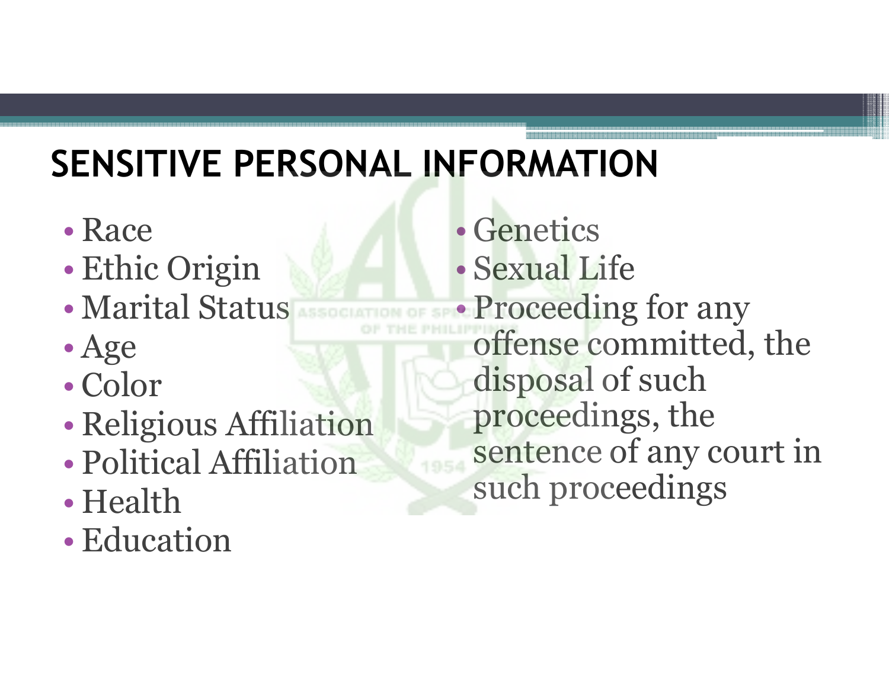# SENSITIVE PERSONAL INFORMATION

- Race
- Ethic Origin
- Marital Status
- Age
- Color
- Religious Affiliation
- Political Affiliation
- Health
- Education
- Genetics
- Sexual Life
- Proceeding for any offense committed, the disposal of such proceedings, the sentence of any court in such proceedings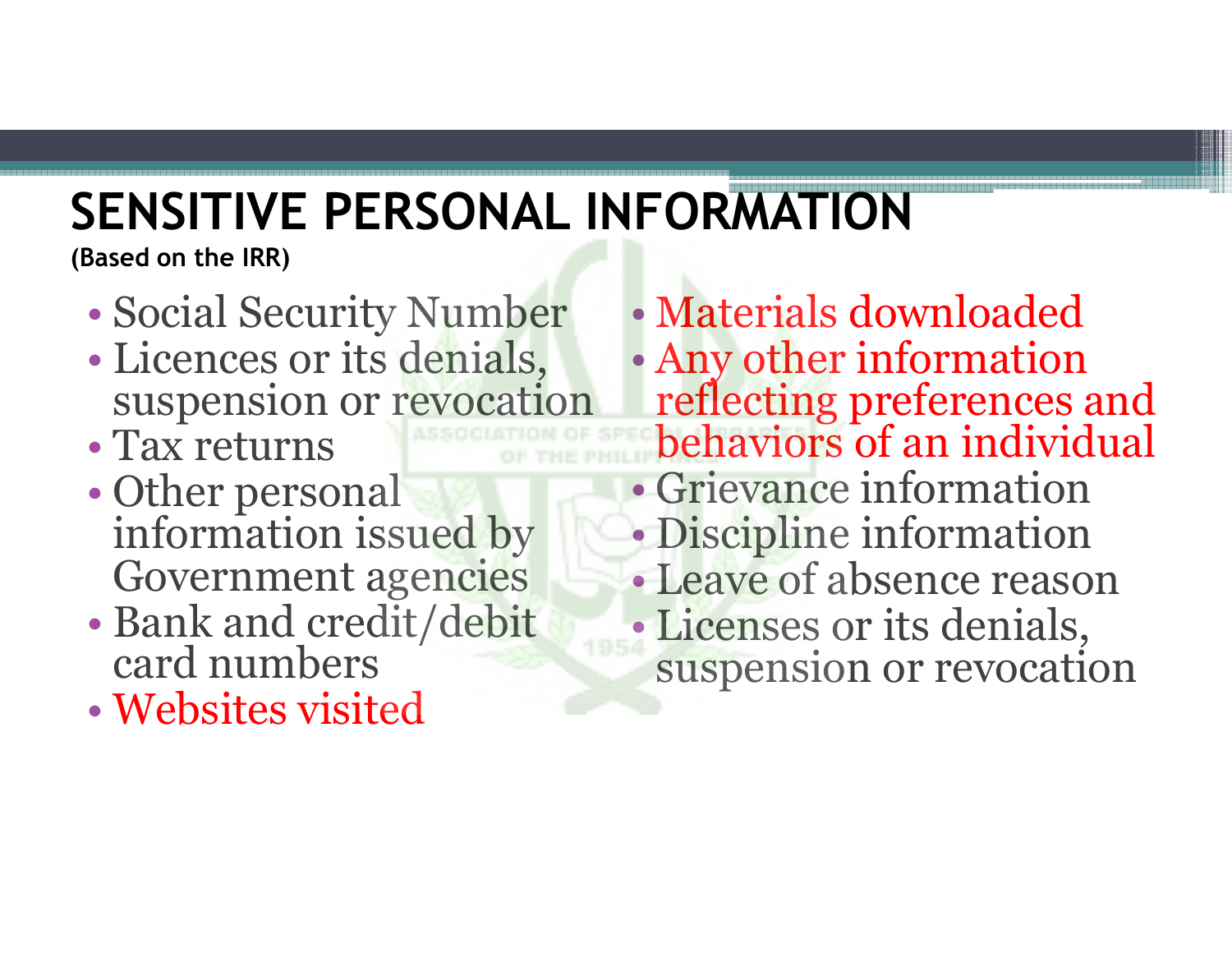# SENSITIVE PERSONAL INFORMATION

**(Based on the IRR)**

- Social Security Number
- Licences or its denials, suspension or revocation
- Tax returns
- Other personal information issued by Government agencies
- Bank and credit/debit card numbers
- Websites visited
- Materials downloaded
- Any other information reflecting preferences and behaviors of an individual
- Grievance information
- Discipline information
- Leave of absence reason
- Licenses or its denials, suspension or revocation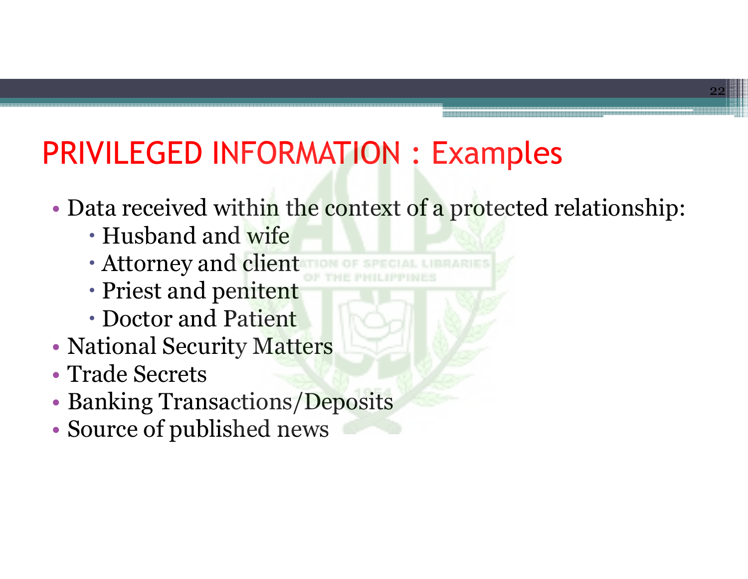# PRIVILEGED INFORMATION : Examples

- Data received within the context of a protected relationship:
  - Husband and wife
  - Attorney and client
  - Priest and penitent
  - Doctor and Patient
- National Security Matters
- Trade Secrets
- Banking Transactions/Deposits
- Source of published news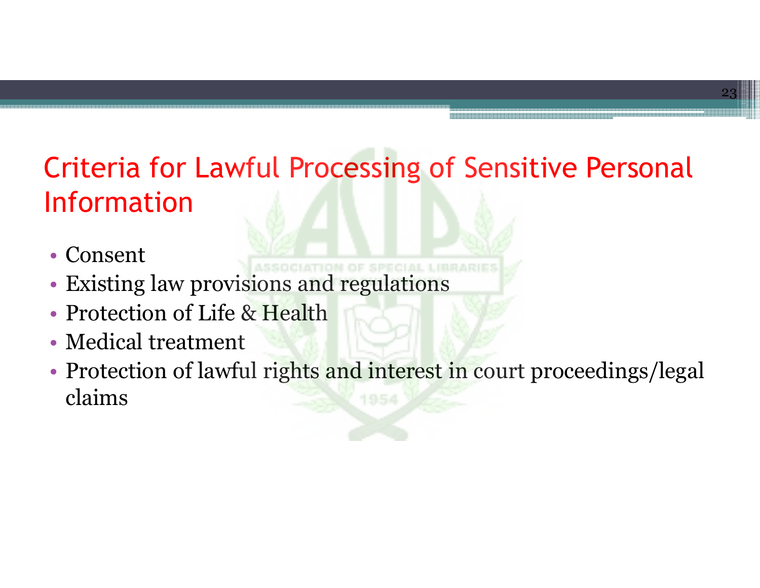# Criteria for Lawful Processing of Sensitive Personal Information

- Consent
- Existing law provisions and regulations
- Protection of Life & Health
- Medical treatment
- Protection of lawful rights and interest in court proceedings/legal claims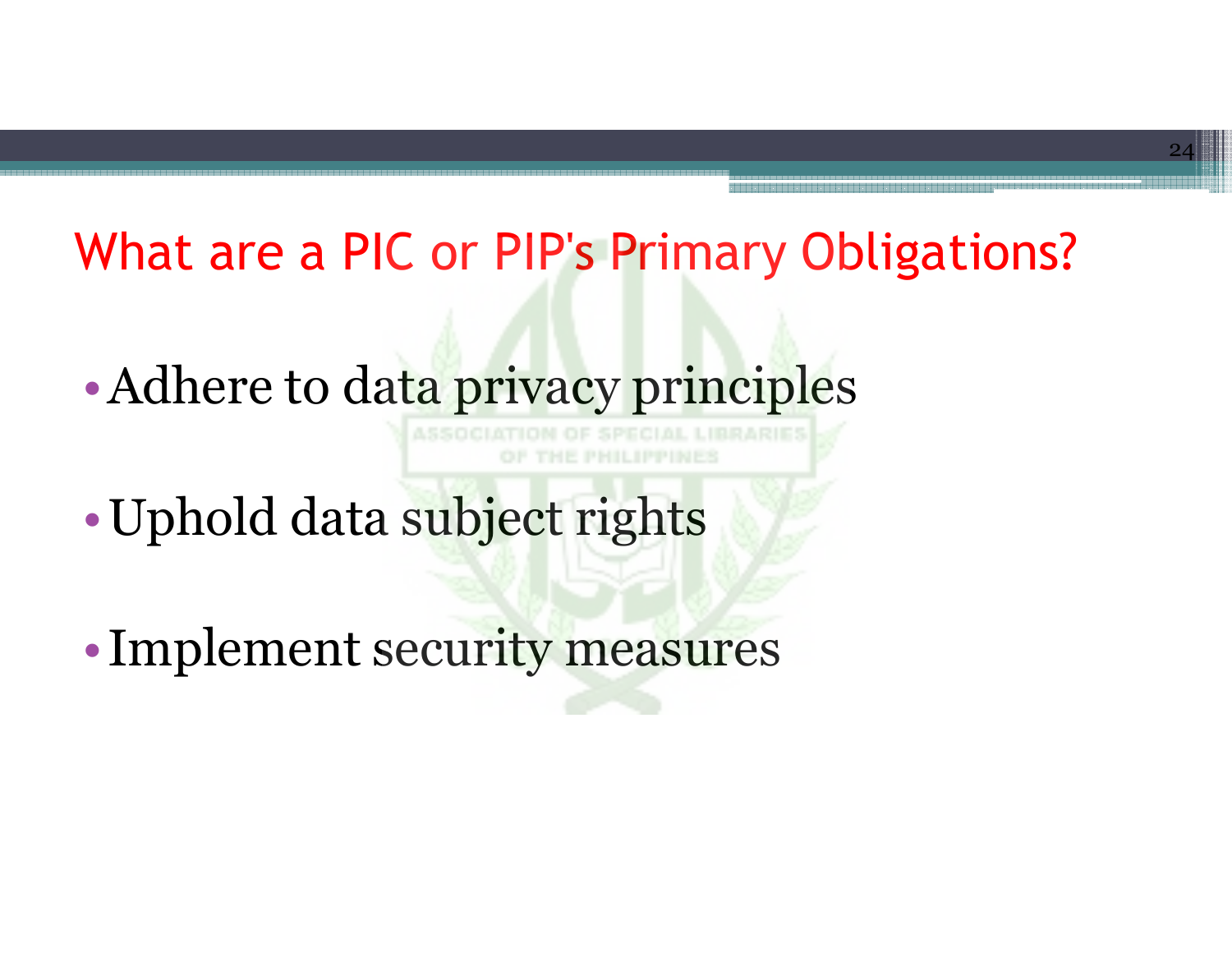# What are a PIC or PIP's Primary Obligations?

- Adhere to data privacy principles
- Uphold data subject rights
- Implement security measures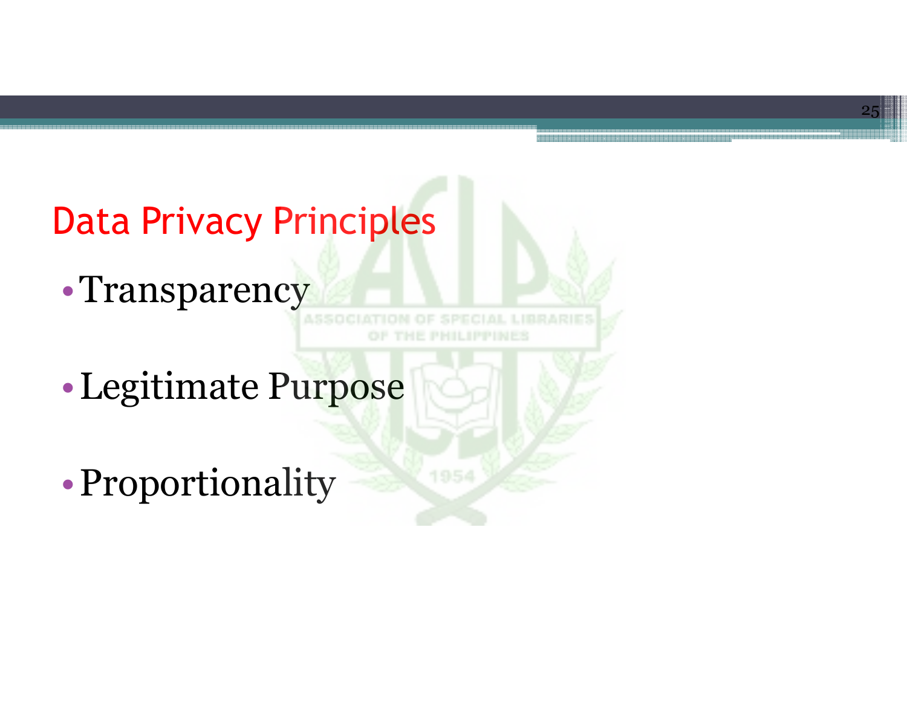## Data Privacy Principles

- Transparency
- Legitimate Purpose
- Proportionality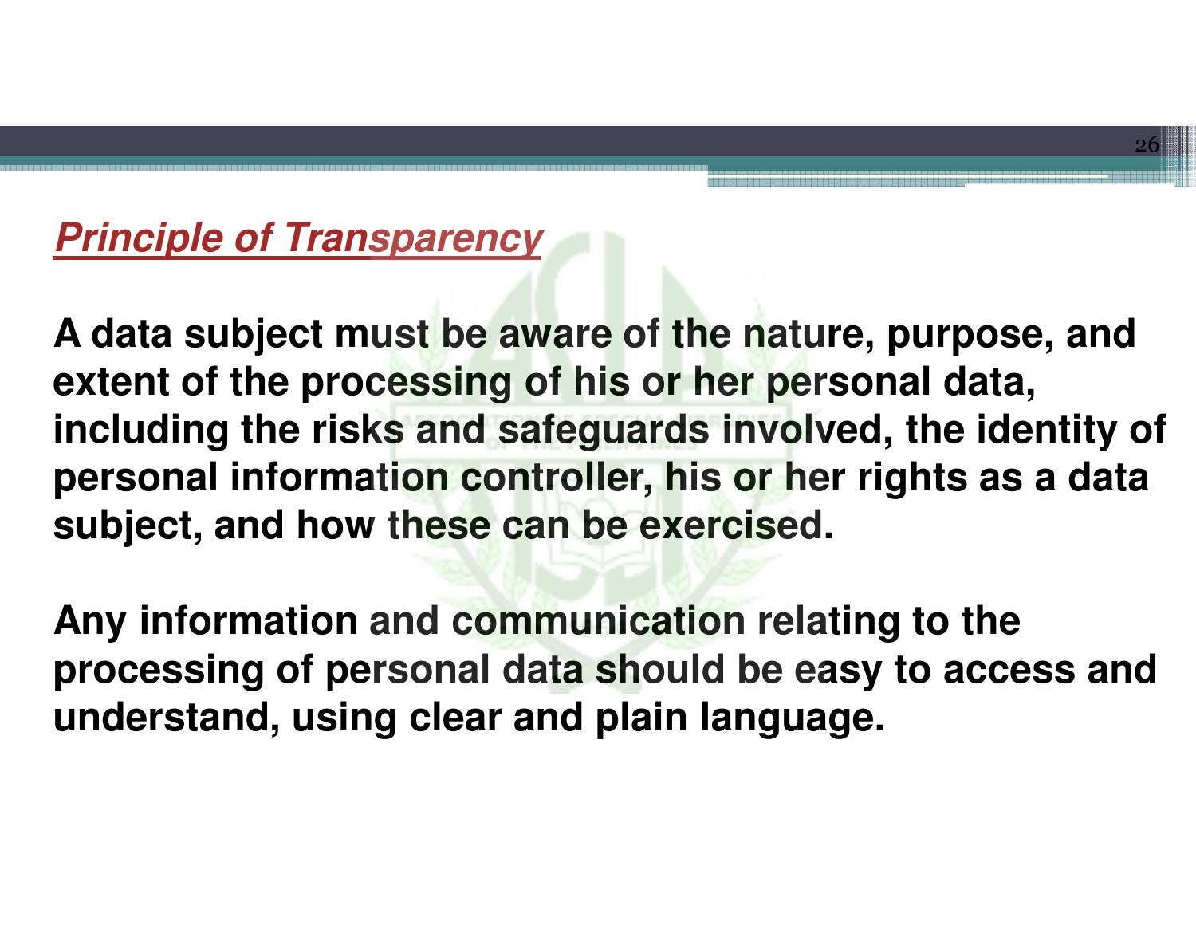## ***Principle of Transparency***

**A data subject must be aware of the nature, purpose, and extent of the processing of his or her personal data, including the risks and safeguards involved, the identity of personal information controller, his or her rights as a data subject, and how these can be exercised.**

**Any information and communication relating to the processing of personal data should be easy to access and understand, using clear and plain language.**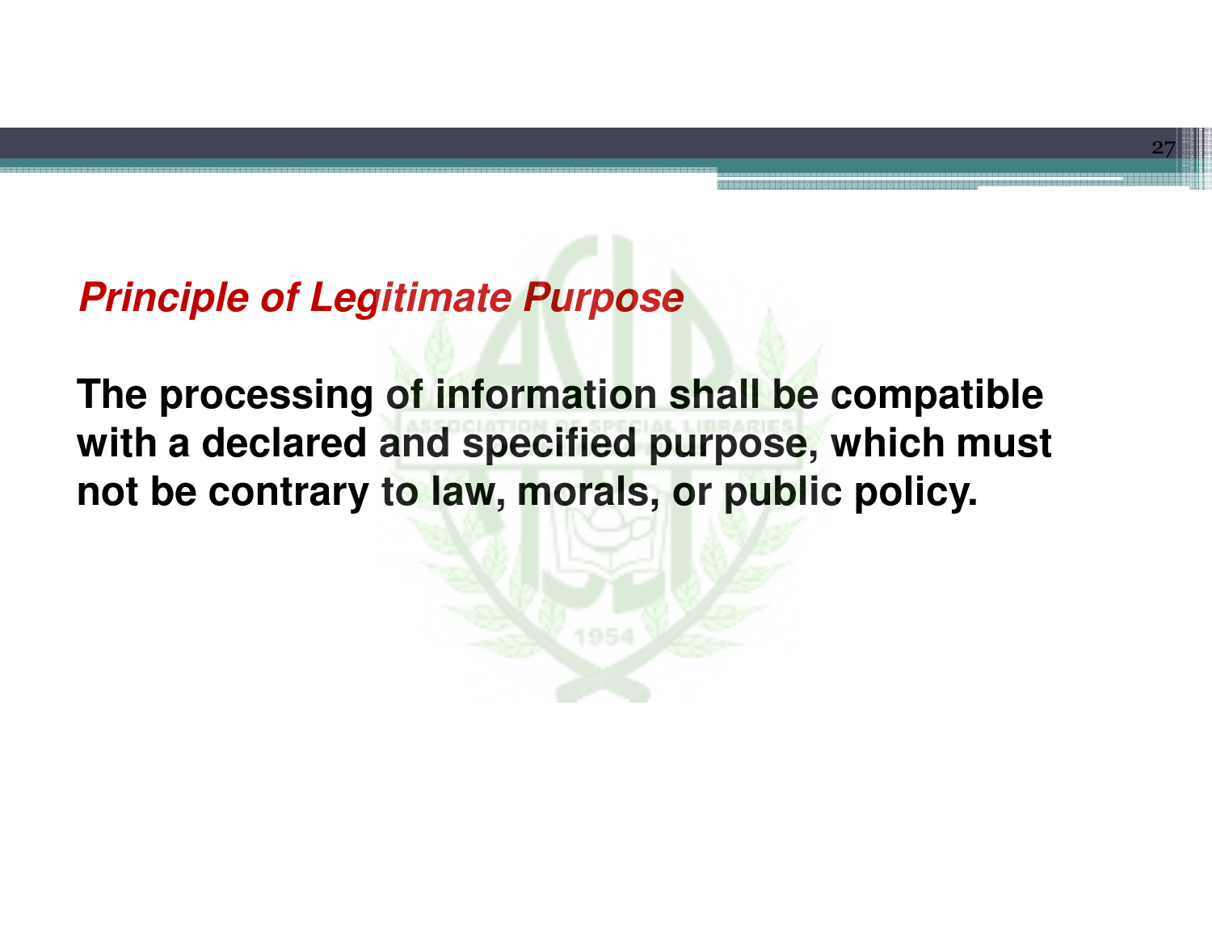***Principle of Legitimate Purpose***

**The processing of information shall be compatible with a declared and specified purpose, which must not be contrary to law, morals, or public policy.**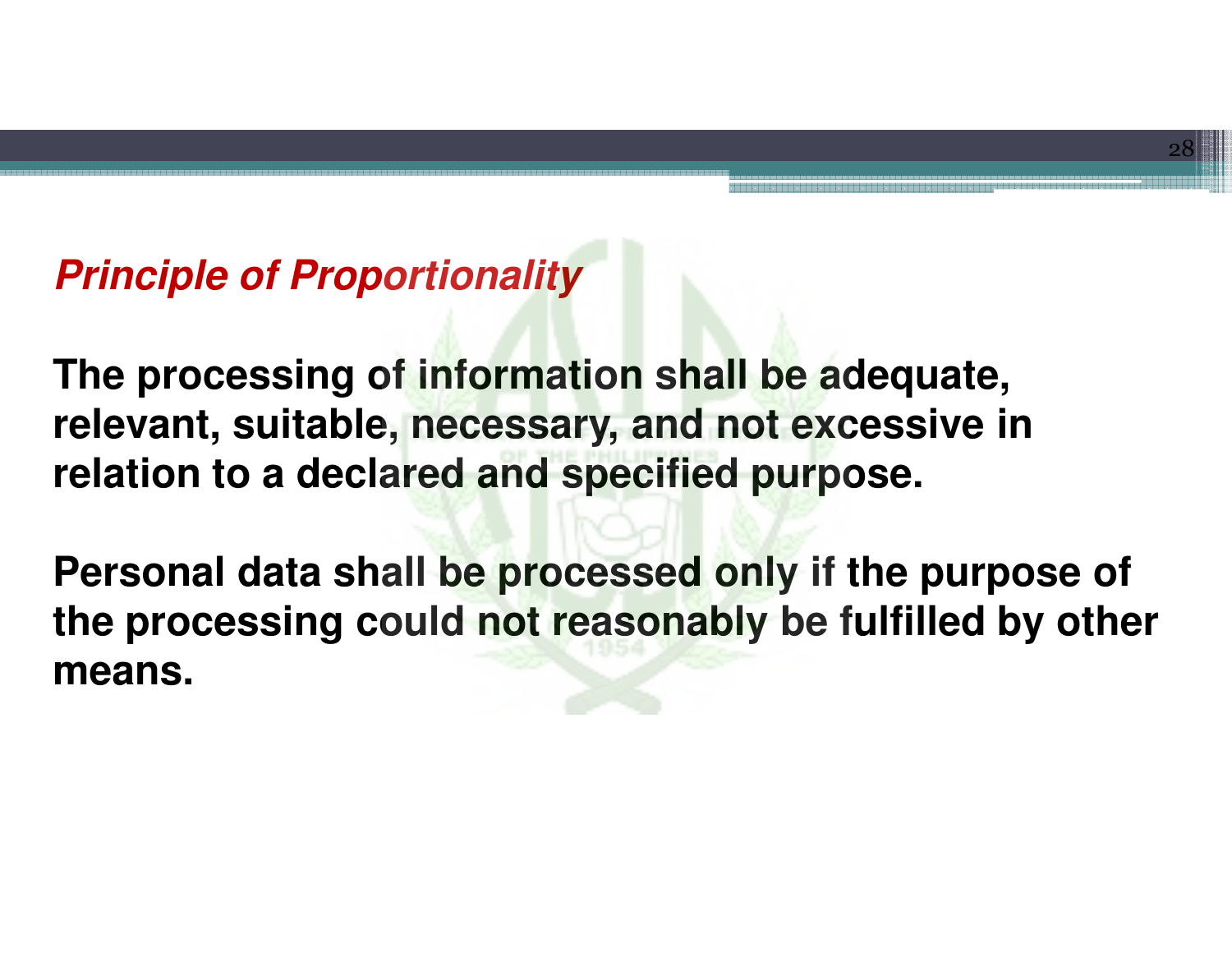### *Principle of Proportionality*

**The processing of information shall be adequate, relevant, suitable, necessary, and not excessive in relation to a declared and specified purpose.**

**Personal data shall be processed only if the purpose of the processing could not reasonably be fulfilled by other means.**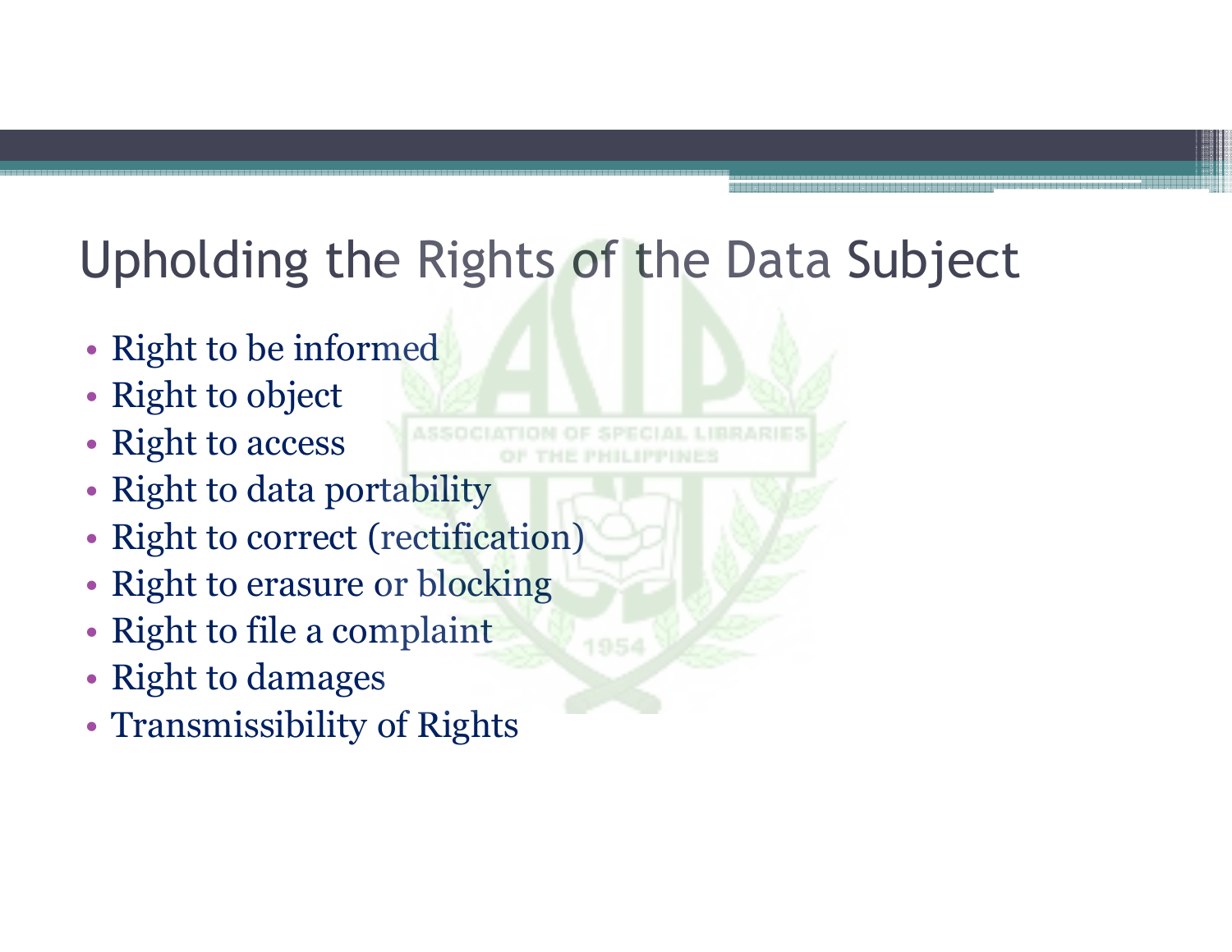# Upholding the Rights of the Data Subject

- Right to be informed
- Right to object
- Right to access
- Right to data portability
- Right to correct (rectification)
- Right to erasure or blocking
- Right to file a complaint
- Right to damages
- Transmissibility of Rights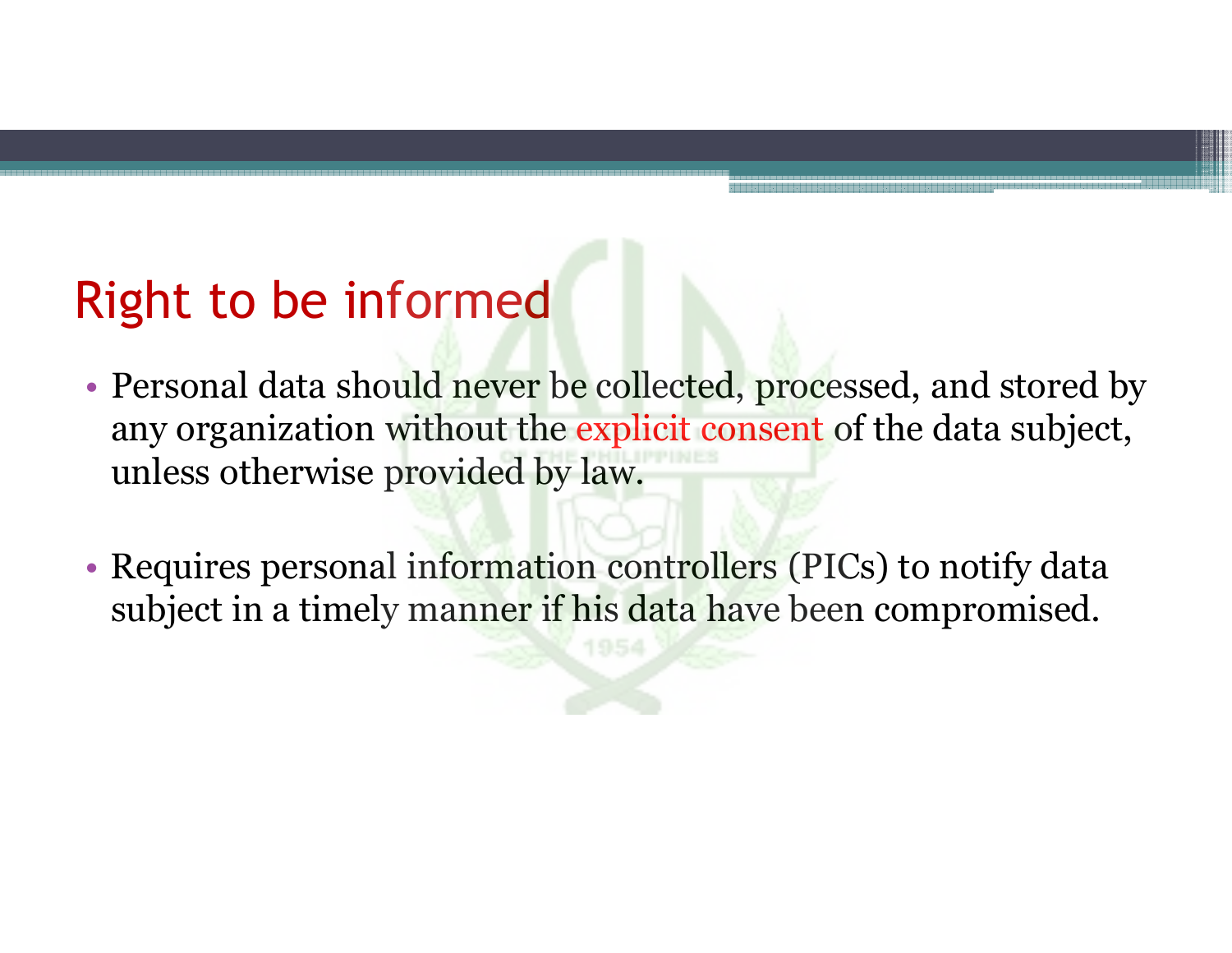# Right to be informed

- Personal data should never be collected, processed, and stored by any organization without the explicit consent of the data subject, unless otherwise provided by law.
- Requires personal information controllers (PICs) to notify data subject in a timely manner if his data have been compromised.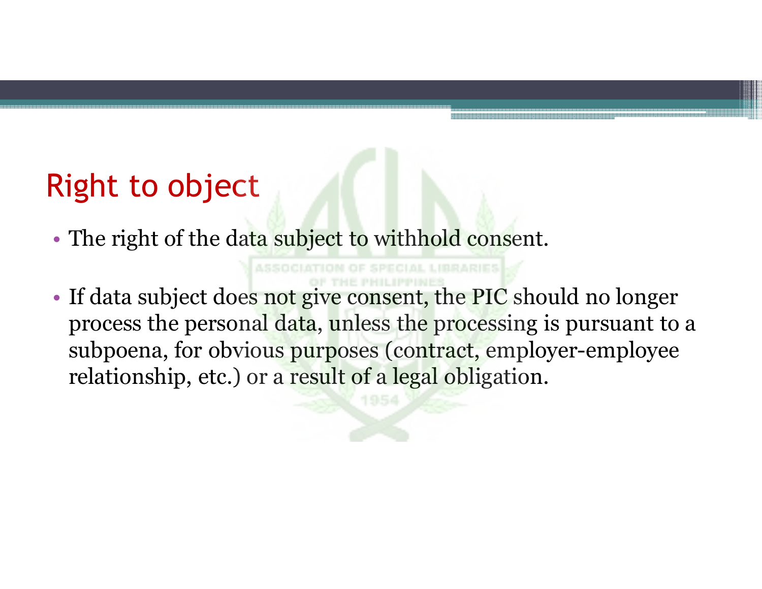# Right to object

- The right of the data subject to withhold consent.

- If data subject does not give consent, the PIC should no longer process the personal data, unless the processing is pursuant to a subpoena, for obvious purposes (contract, employer-employee relationship, etc.) or a result of a legal obligation.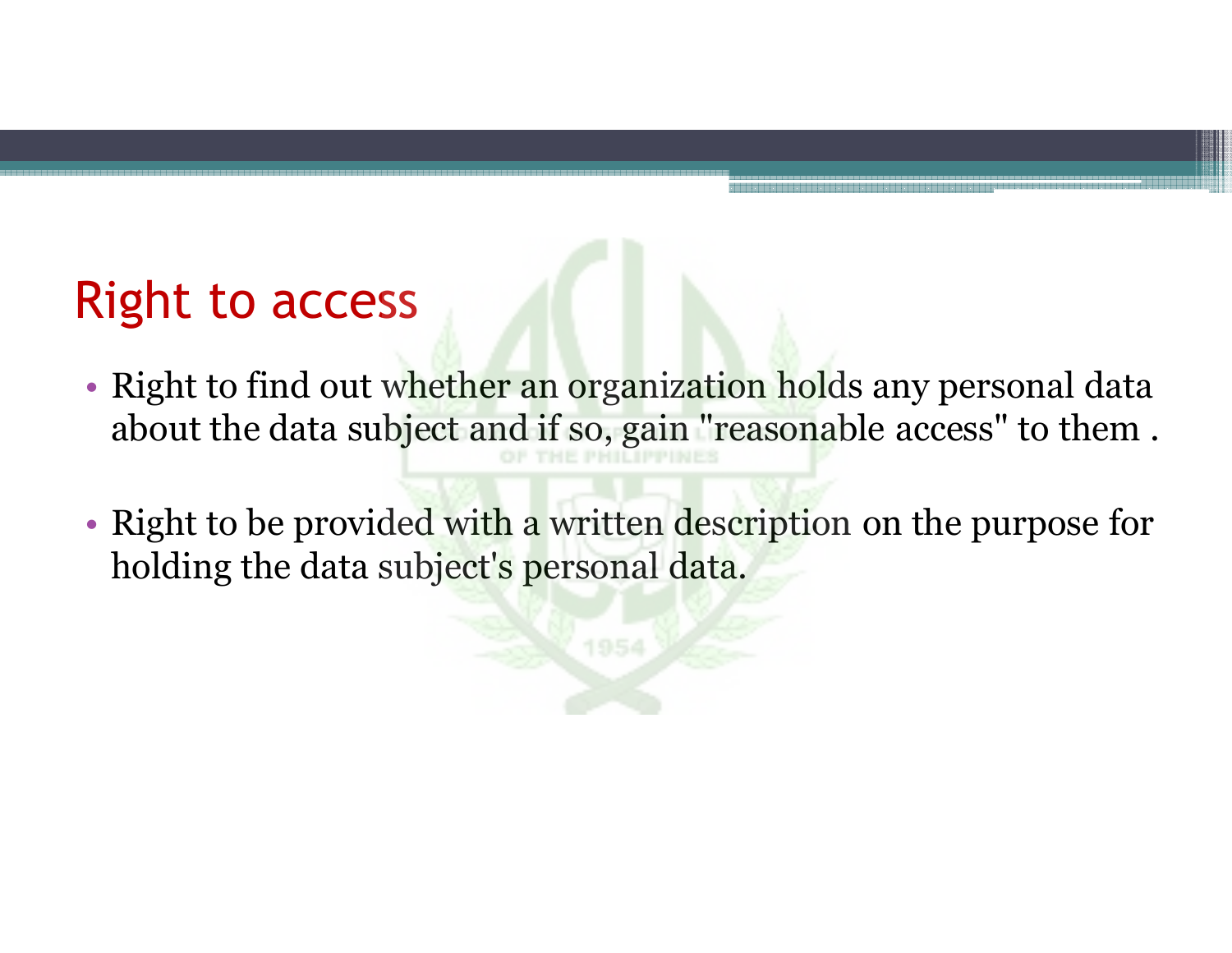## Right to access

- Right to find out whether an organization holds any personal data about the data subject and if so, gain "reasonable access" to them .

- Right to be provided with a written description on the purpose for holding the data subject's personal data.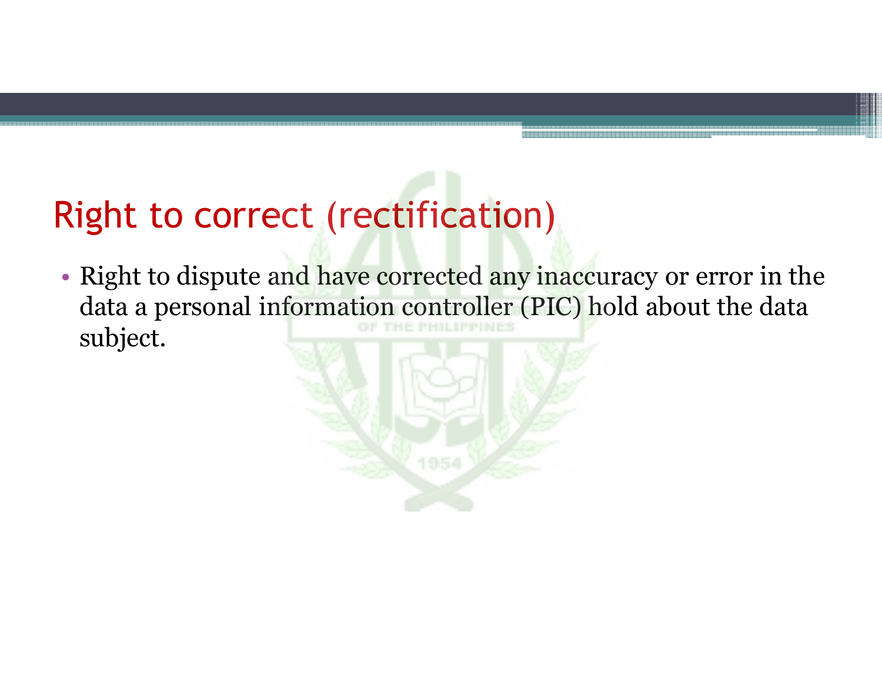# Right to correct (rectification)

- Right to dispute and have corrected any inaccuracy or error in the data a personal information controller (PIC) hold about the data subject.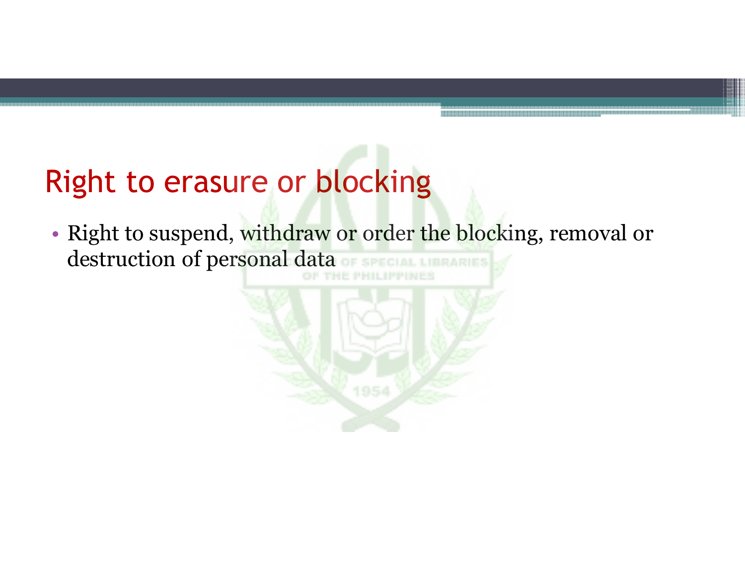# Right to erasure or blocking

- Right to suspend, withdraw or order the blocking, removal or destruction of personal data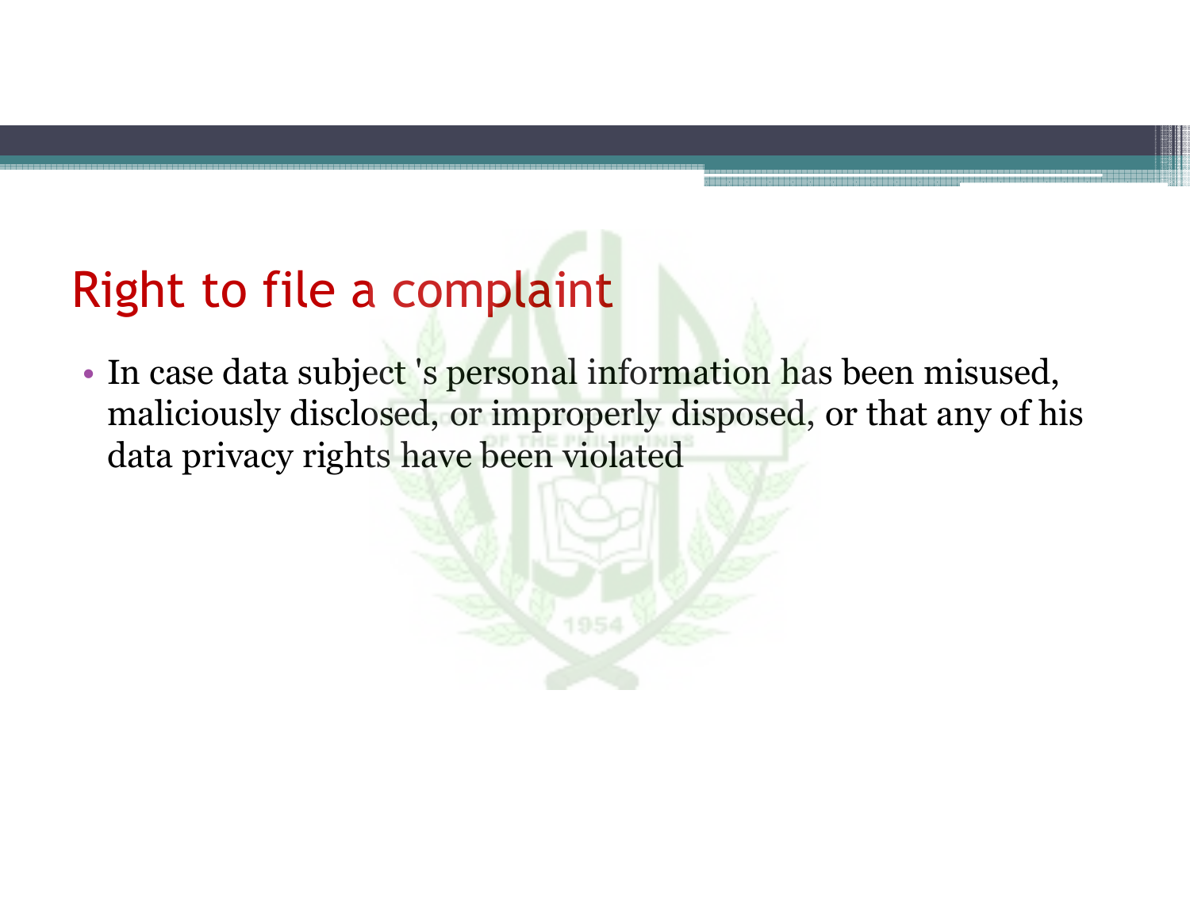## Right to file a complaint

- In case data subject 's personal information has been misused, maliciously disclosed, or improperly disposed, or that any of his data privacy rights have been violated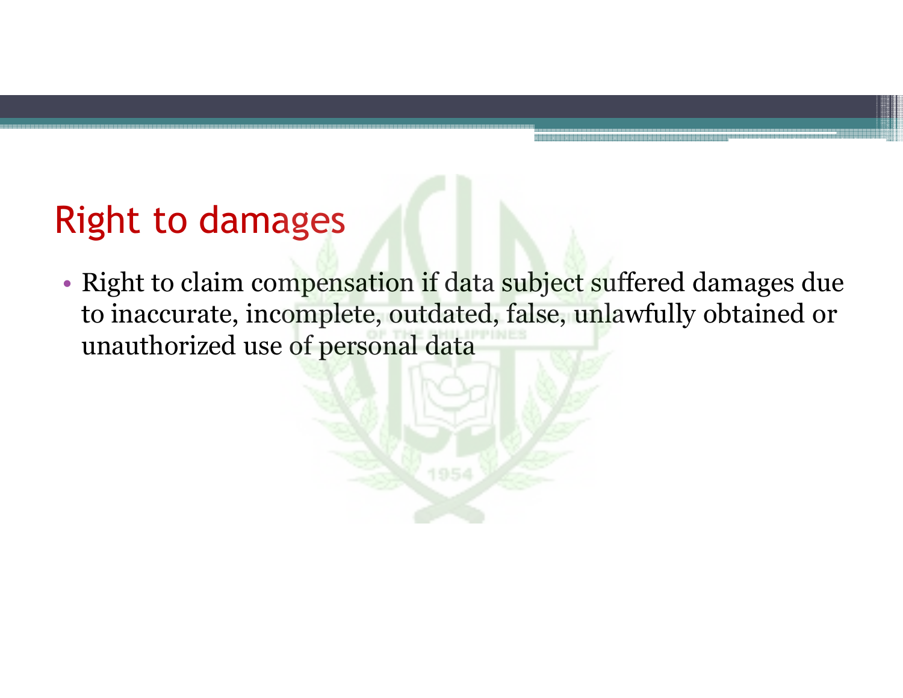## Right to damages

- Right to claim compensation if data subject suffered damages due to inaccurate, incomplete, outdated, false, unlawfully obtained or unauthorized use of personal data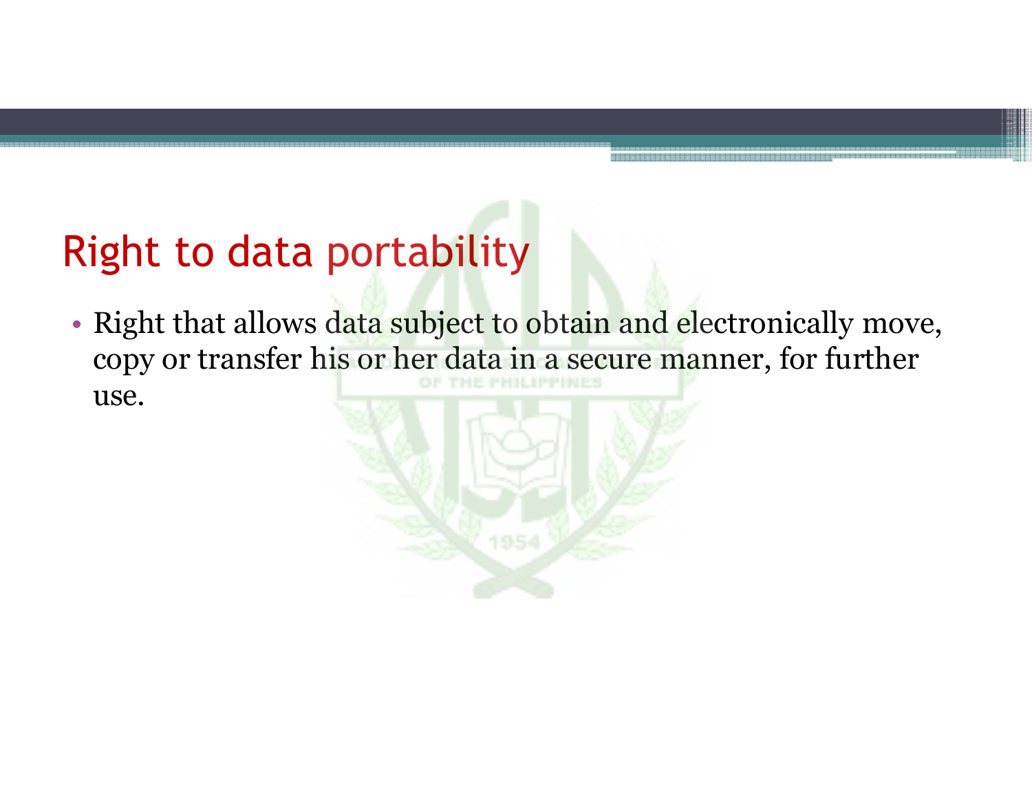## Right to data portability

- Right that allows data subject to obtain and electronically move, copy or transfer his or her data in a secure manner, for further use.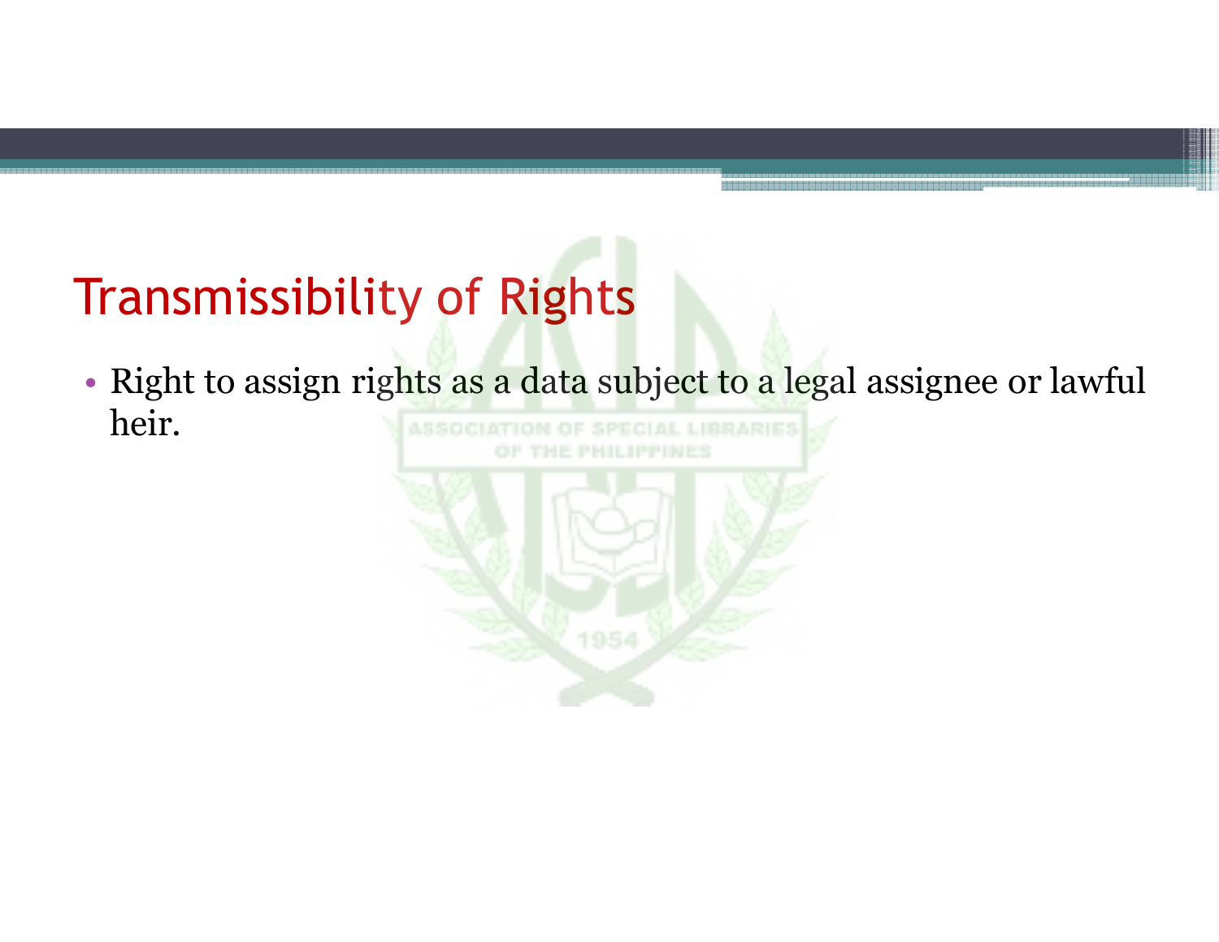# Transmissibility of Rights

- Right to assign rights as a data subject to a legal assignee or lawful heir.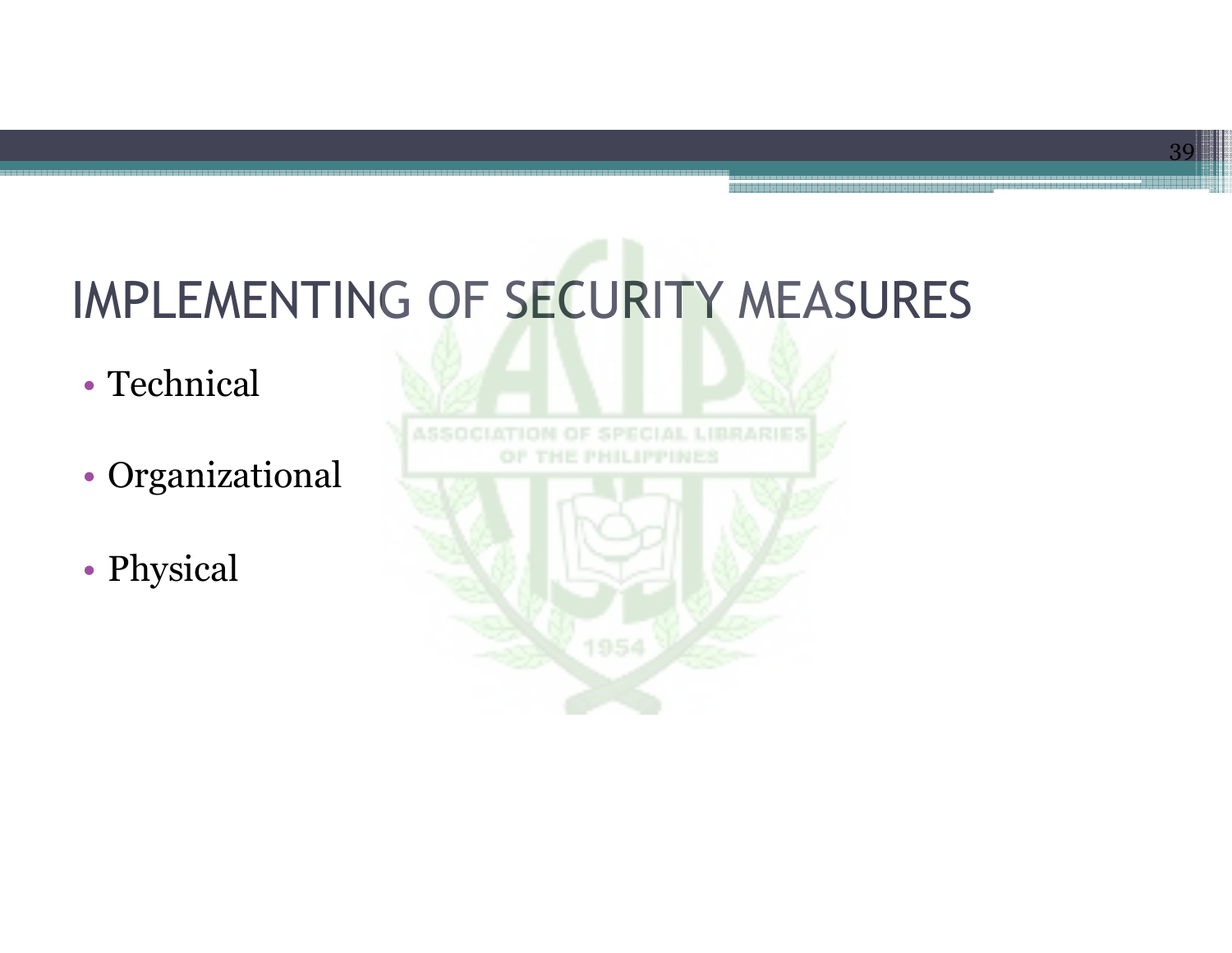# IMPLEMENTING OF SECURITY MEASURES

- Technical
- Organizational
- Physical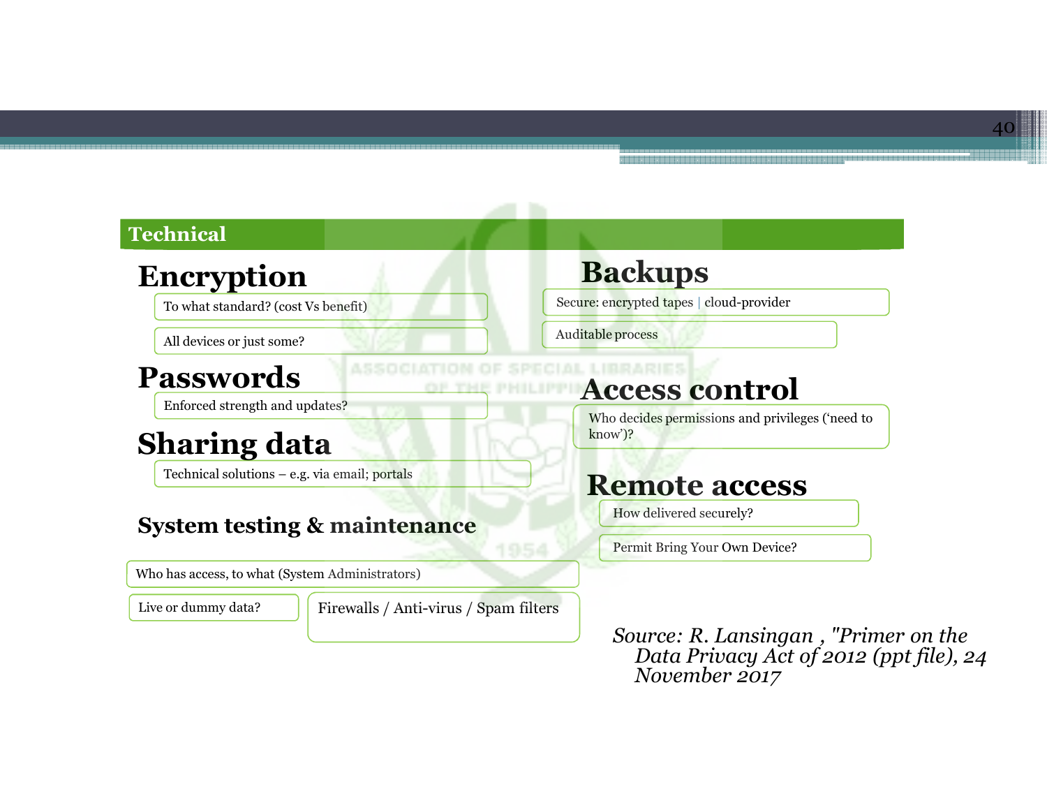## Technical

### Encryption

- To what standard? (cost Vs benefit)
- All devices or just some?

### Passwords

- Enforced strength and updates?

### Sharing data

- Technical solutions – e.g. via email; portals

### System testing & maintenance

- Who has access, to what (System Administrators)
- Live or dummy data?
- Firewalls / Anti-virus / Spam filters

### Backups

- Secure: encrypted tapes | cloud-provider
- Auditable process

### Access control

- Who decides permissions and privileges ('need to know')?

### Remote access

- How delivered securely?
- Permit Bring Your Own Device?

*Source: R. Lansingan , "Primer on the Data Privacy Act of 2012 (ppt file), 24 November 2017*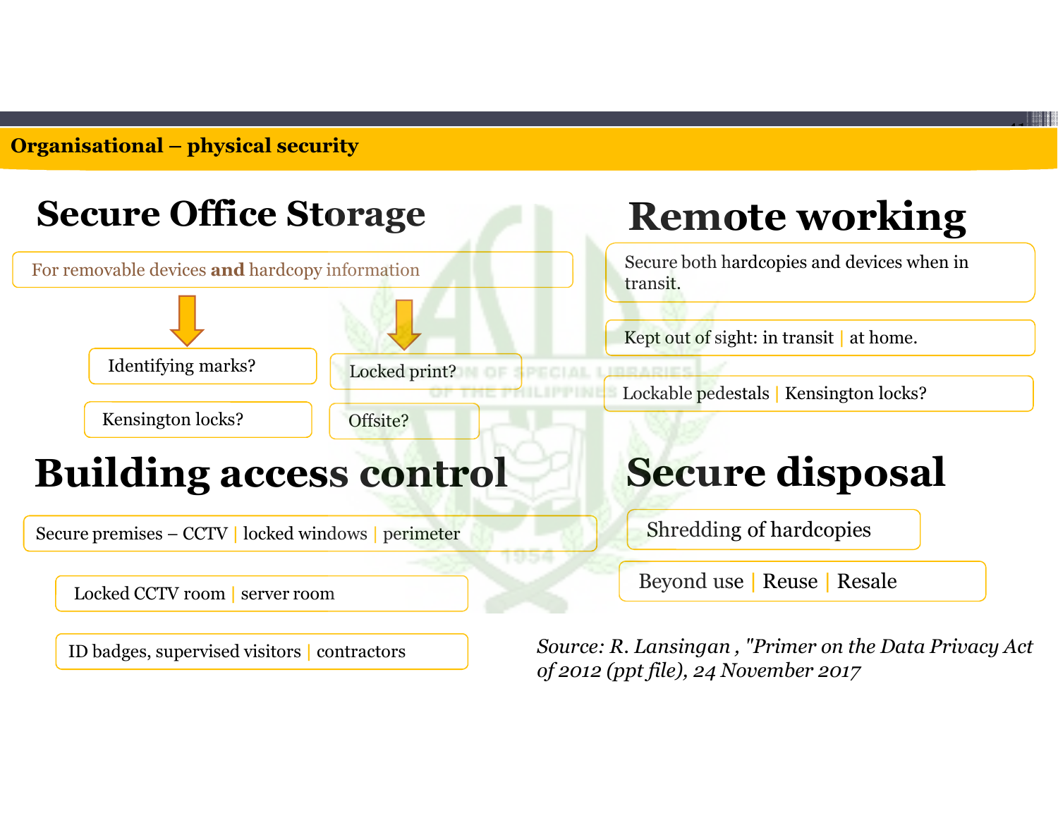## Organisational – physical security

### Secure Office Storage

For removable devices **and** hardcopy information

- Identifying marks?
- Kensington locks?
- Locked print?
- Offsite?

### Remote working

- Secure both hardcopies and devices when in transit.
- Kept out of sight: in transit | at home.
- Lockable pedestals | Kensington locks?

### Building access control

- Secure premises – CCTV | locked windows | perimeter
- Locked CCTV room | server room
- ID badges, supervised visitors | contractors

### Secure disposal

- Shredding of hardcopies
- Beyond use | Reuse | Resale

*Source: R. Lansingan , "Primer on the Data Privacy Act of 2012 (ppt file), 24 November 2017*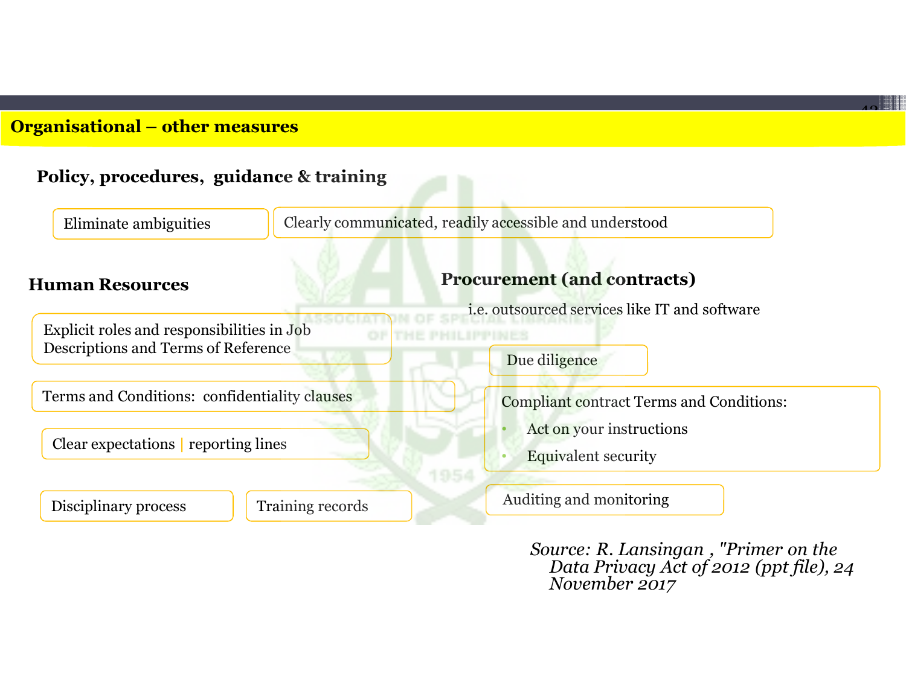## Organisational – other measures

### Policy, procedures, guidance & training

- Eliminate ambiguities
- Clearly communicated, readily accessible and understood

### Human Resources

- Explicit roles and responsibilities in Job Descriptions and Terms of Reference
- Terms and Conditions: confidentiality clauses
- Clear expectations | reporting lines
- Disciplinary process
- Training records

### Procurement (and contracts)

i.e. outsourced services like IT and software

- Due diligence
- Compliant contract Terms and Conditions:
  - Act on your instructions
  - Equivalent security
- Auditing and monitoring

*Source: R. Lansingan , "Primer on the Data Privacy Act of 2012 (ppt file), 24 November 2017*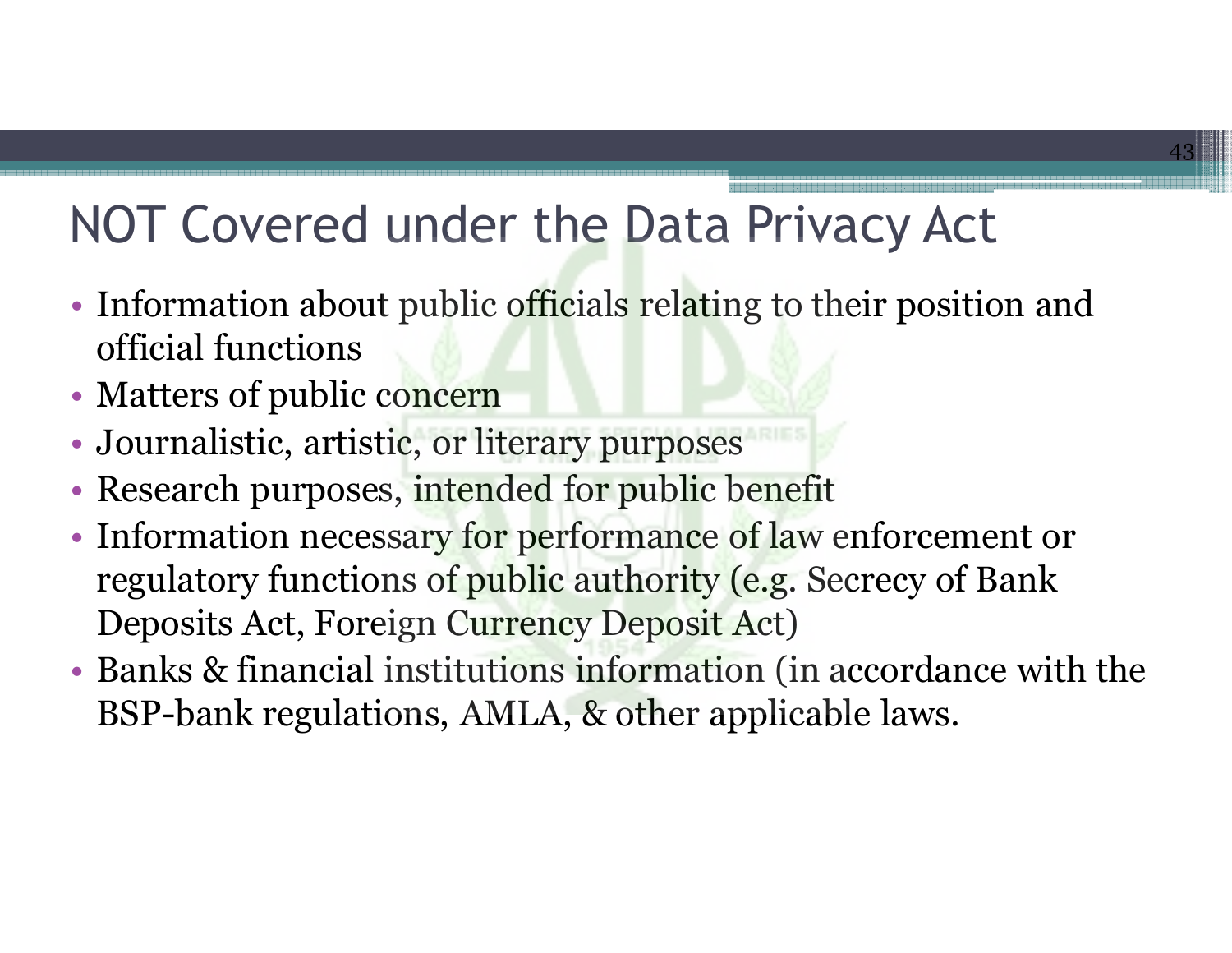# NOT Covered under the Data Privacy Act

- Information about public officials relating to their position and official functions
- Matters of public concern
- Journalistic, artistic, or literary purposes
- Research purposes, intended for public benefit
- Information necessary for performance of law enforcement or regulatory functions of public authority (e.g. Secrecy of Bank Deposits Act, Foreign Currency Deposit Act)
- Banks & financial institutions information (in accordance with the BSP-bank regulations, AMLA, & other applicable laws.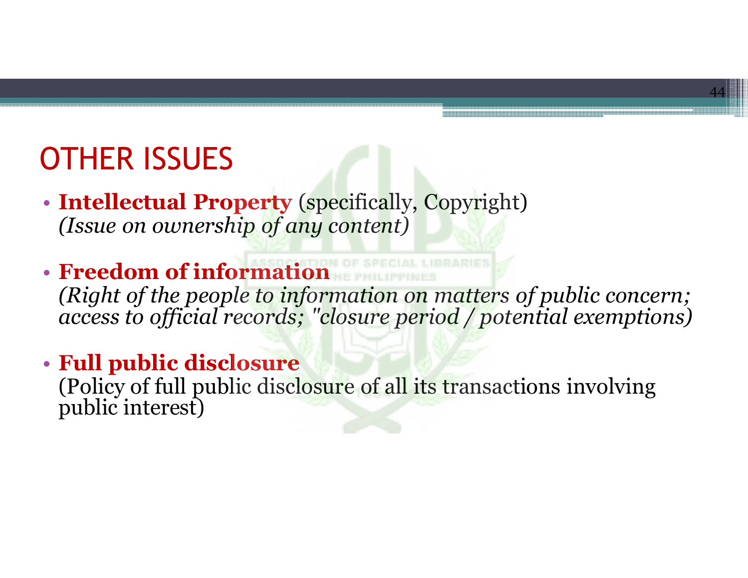# OTHER ISSUES

- **Intellectual Property** (specifically, Copyright)
  *(Issue on ownership of any content)*

- **Freedom of information**
  *(Right of the people to information on matters of public concern; access to official records; "closure period / potential exemptions)*

- **Full public disclosure**
  (Policy of full public disclosure of all its transactions involving public interest)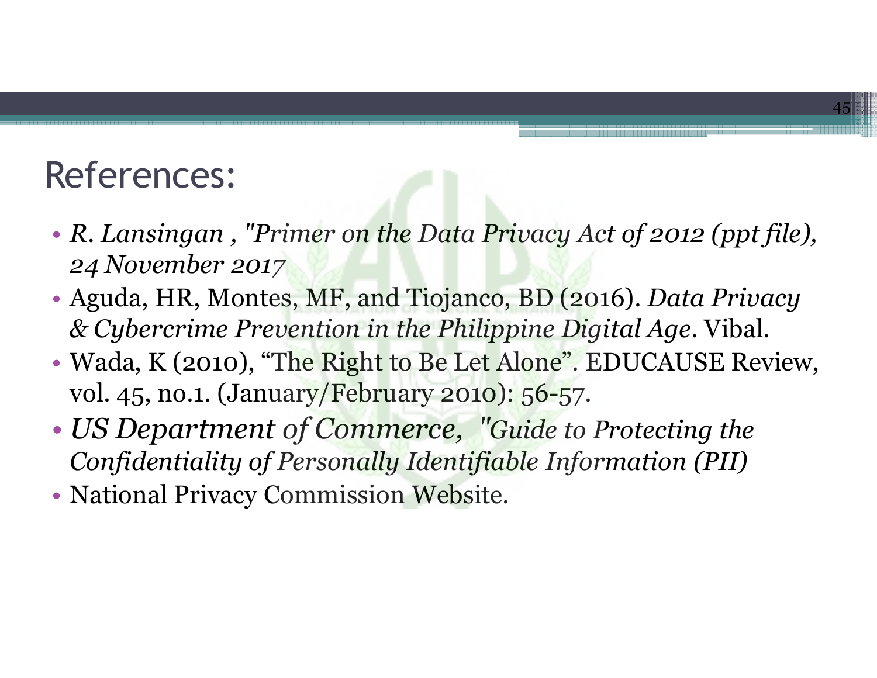# References:

- *R. Lansingan , "Primer on the Data Privacy Act of 2012 (ppt file), 24 November 2017*
- Aguda, HR, Montes, MF, and Tiojanco, BD (2016). *Data Privacy & Cybercrime Prevention in the Philippine Digital Age*. Vibal.
- Wada, K (2010), "The Right to Be Let Alone". EDUCAUSE Review, vol. 45, no.1. (January/February 2010): 56-57.
- *US Department of Commerce, "Guide to Protecting the Confidentiality of Personally Identifiable Information (PII)*
- National Privacy Commission Website.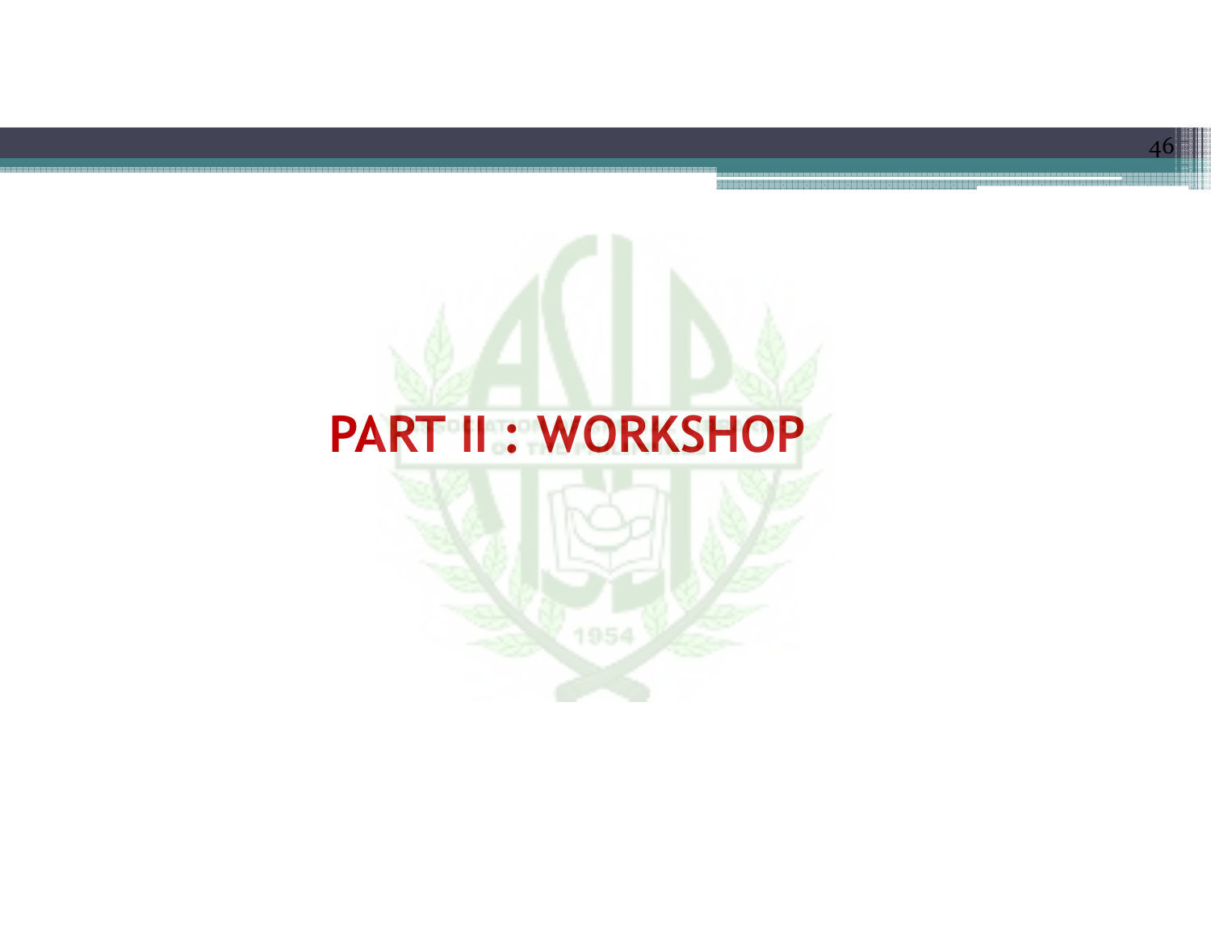# PART II : WORKSHOP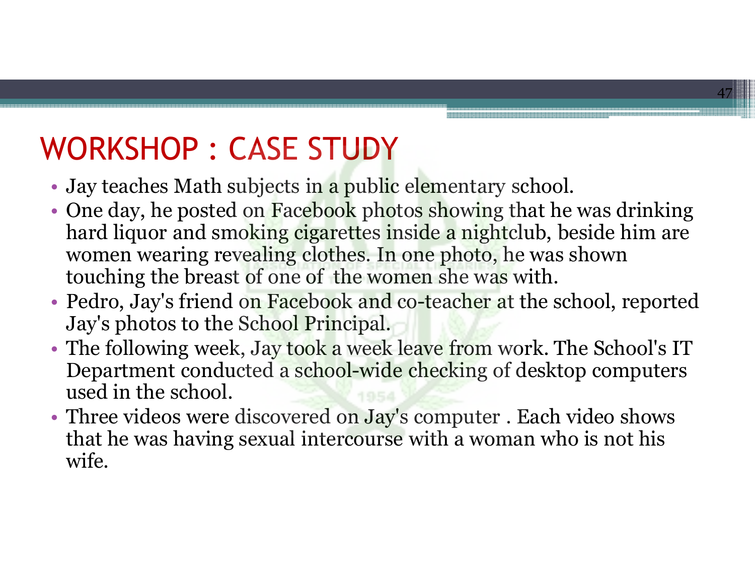# WORKSHOP : CASE STUDY

- Jay teaches Math subjects in a public elementary school.
- One day, he posted on Facebook photos showing that he was drinking hard liquor and smoking cigarettes inside a nightclub, beside him are women wearing revealing clothes. In one photo, he was shown touching the breast of one of the women she was with.
- Pedro, Jay's friend on Facebook and co-teacher at the school, reported Jay's photos to the School Principal.
- The following week, Jay took a week leave from work. The School's IT Department conducted a school-wide checking of desktop computers used in the school.
- Three videos were discovered on Jay's computer . Each video shows that he was having sexual intercourse with a woman who is not his wife.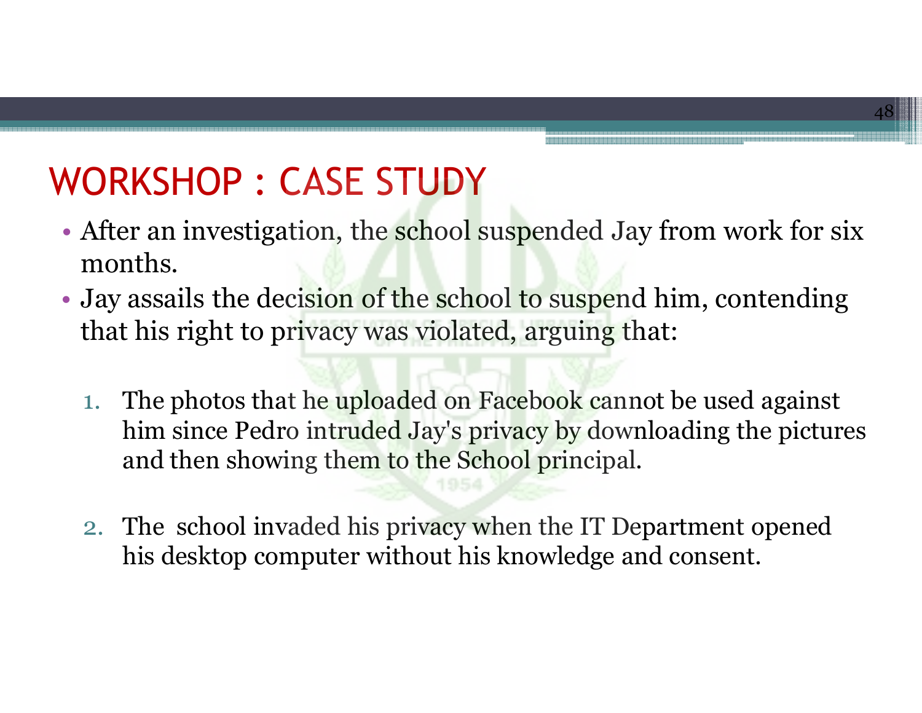# WORKSHOP : CASE STUDY

- After an investigation, the school suspended Jay from work for six months.
- Jay assails the decision of the school to suspend him, contending that his right to privacy was violated, arguing that:

  1. The photos that he uploaded on Facebook cannot be used against him since Pedro intruded Jay's privacy by downloading the pictures and then showing them to the School principal.

  2. The school invaded his privacy when the IT Department opened his desktop computer without his knowledge and consent.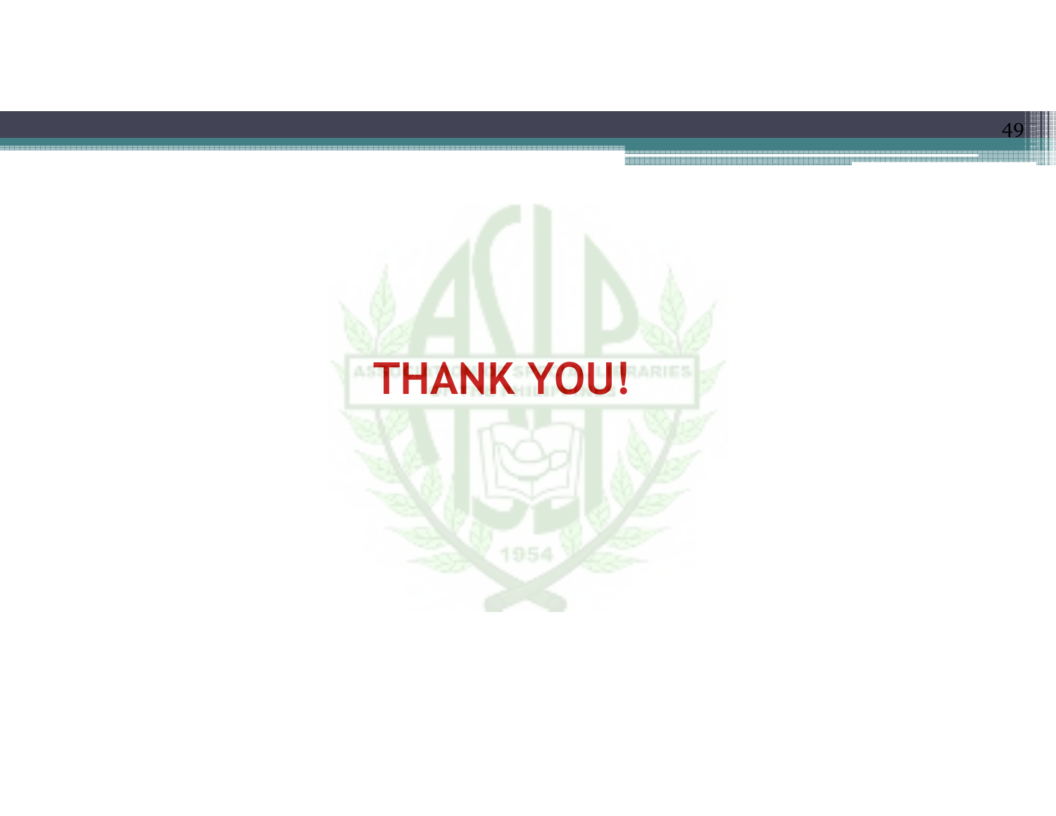# THANK YOU!